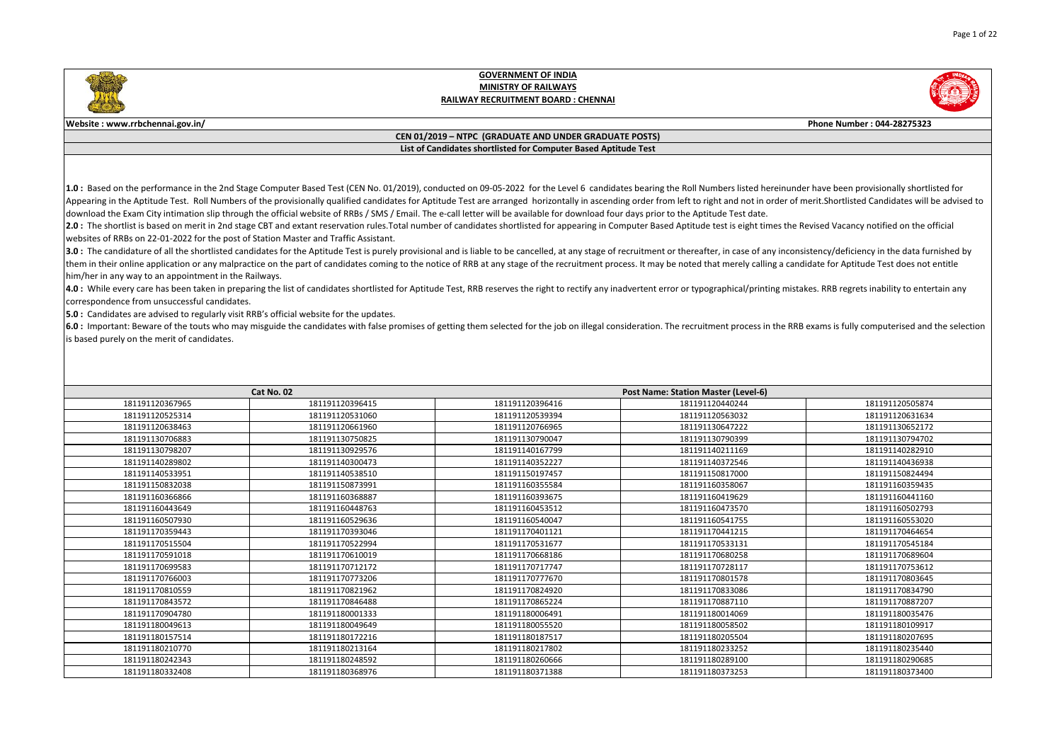# GOVERNMENT OF INDIA

## MINISTRY OF RAILWAYS

## RAILWAY RECRUITMENT BOARD : CHENNAI

**Website : www.rrbchennai.gov.in/**

**Phone Number : 044-28275323**

### CEN 01/2019 – NTPC (GRADUATE AND UNDER GRADUATE POSTS)

### List of Candidates shortlisted for Computer Based Aptitude Test

**1.0 :** Based on the performance in the 2nd Stage Computer Based Test (CEN No. 01/2019), conducted on 09-05-2022 for the Level 6 candidates bearing the Roll Numbers listed hereinunder have been provisionally shortlisted for Appearing in the Aptitude Test. Roll Numbers of the provisionally qualified candidates for Aptitude Test are arranged horizontally in ascending order from left to right and not in order of merit.Shortlisted Candidates will be advised to download the Exam City intimation slip through the official website of RRBs / SMS / Email. The e-call letter will be available for download four days prior to the Aptitude Test date.

**2.0 :** The shortlist is based on merit in 2nd stage CBT and extant reservation rules.Total number of candidates shortlisted for appearing in Computer Based Aptitude test is eight times the Revised Vacancy notified on the official websites of RRBs on 22-01-2022 for the post of Station Master and Traffic Assistant.

**3.0 :** The candidature of all the shortlisted candidates for the Aptitude Test is purely provisional and is liable to be cancelled, at any stage of recruitment or thereafter, in case of any inconsistency/deficiency in the data furnished by them in their online application or any malpractice on the part of candidates coming to the notice of RRB at any stage of the recruitment process. It may be noted that merely calling a candidate for Aptitude Test does not entitle him/her in any way to an appointment in the Railways.

**4.0 :** While every care has been taken in preparing the list of candidates shortlisted for Aptitude Test, RRB reserves the right to rectify any inadvertent error or typographical/printing mistakes. RRB regrets inability to entertain any correspondence from unsuccessful candidates.

**5.0 :** Candidates are advised to regularly visit RRB's official website for the updates.

**6.0 :** Important: Beware of the touts who may misguide the candidates with false promises of getting them selected for the job on illegal consideration. The recruitment process in the RRB exams is fully computerised and the selection is based purely on the merit of candidates.

| Cat No. 02 | | | Post Name: Station Master (Level-6) | |
|---|---|---|---|---|
| 181191120367965 | 181191120396415 | 181191120396416 | 181191120440244 | 181191120505874 |
| 181191120525314 | 181191120531060 | 181191120539394 | 181191120563032 | 181191120631634 |
| 181191120638463 | 181191120661960 | 181191120766965 | 181191130647222 | 181191130652172 |
| 181191130706883 | 181191130750825 | 181191130790047 | 181191130790399 | 181191130794702 |
| 181191130798207 | 181191130929576 | 181191140167799 | 181191140211169 | 181191140282910 |
| 181191140289802 | 181191140300473 | 181191140352227 | 181191140372546 | 181191140436938 |
| 181191140533951 | 181191140538510 | 181191150197457 | 181191150817000 | 181191150824494 |
| 181191150832038 | 181191150873991 | 181191160355584 | 181191160358067 | 181191160359435 |
| 181191160366866 | 181191160368887 | 181191160393675 | 181191160419629 | 181191160441160 |
| 181191160443649 | 181191160448763 | 181191160453512 | 181191160473570 | 181191160502793 |
| 181191160507930 | 181191160529636 | 181191160540047 | 181191160541755 | 181191160553020 |
| 181191170359443 | 181191170393046 | 181191170401121 | 181191170441215 | 181191170464654 |
| 181191170515504 | 181191170522994 | 181191170531677 | 181191170533131 | 181191170545184 |
| 181191170591018 | 181191170610019 | 181191170668186 | 181191170680258 | 181191170689604 |
| 181191170699583 | 181191170712172 | 181191170717747 | 181191170728117 | 181191170753612 |
| 181191170766003 | 181191170773206 | 181191170777670 | 181191170801578 | 181191170803645 |
| 181191170810559 | 181191170821962 | 181191170824920 | 181191170833086 | 181191170834790 |
| 181191170843572 | 181191170846488 | 181191170865224 | 181191170887110 | 181191170887207 |
| 181191170904780 | 181191180001333 | 181191180006491 | 181191180014069 | 181191180035476 |
| 181191180049613 | 181191180049649 | 181191180055520 | 181191180058502 | 181191180109917 |
| 181191180157514 | 181191180172216 | 181191180187517 | 181191180205504 | 181191180207695 |
| 181191180210770 | 181191180213164 | 181191180217802 | 181191180233252 | 181191180235440 |
| 181191180242343 | 181191180248592 | 181191180260666 | 181191180289100 | 181191180290685 |
| 181191180332408 | 181191180368976 | 181191180371388 | 181191180373253 | 181191180373400 |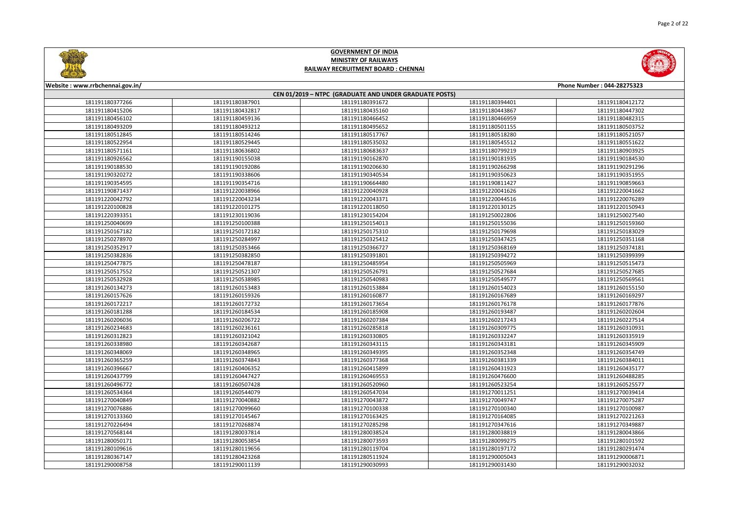**GOVERNMENT OF INDIA**
**MINISTRY OF RAILWAYS**
**RAILWAY RECRUITMENT BOARD : CHENNAI**

Website : www.rrbchennai.gov.in/

Phone Number : 044-28275323

**CEN 01/2019 – NTPC (GRADUATE AND UNDER GRADUATE POSTS)**

| | | | | |
|---|---|---|---|---|
| 181191180377266 | 181191180387901 | 181191180391672 | 181191180394401 | 181191180412172 |
| 181191180415206 | 181191180432817 | 181191180435160 | 181191180443867 | 181191180447302 |
| 181191180456102 | 181191180459136 | 181191180466452 | 181191180466959 | 181191180482315 |
| 181191180493209 | 181191180493212 | 181191180495652 | 181191180501155 | 181191180503752 |
| 181191180512845 | 181191180514246 | 181191180517767 | 181191180518280 | 181191180521057 |
| 181191180522954 | 181191180529445 | 181191180535032 | 181191180545512 | 181191180551622 |
| 181191180571161 | 181191180636802 | 181191180683637 | 181191180799219 | 181191180903925 |
| 181191180926562 | 181191190155038 | 181191190162870 | 181191190181935 | 181191190184530 |
| 181191190188530 | 181191190192086 | 181191190206630 | 181191190266298 | 181191190291296 |
| 181191190320272 | 181191190338606 | 181191190340534 | 181191190350623 | 181191190351955 |
| 181191190354595 | 181191190354716 | 181191190664480 | 181191190811427 | 181191190859663 |
| 181191190871437 | 181191220038966 | 181191220040928 | 181191220041626 | 181191220041662 |
| 181191220042792 | 181191220043234 | 181191220043371 | 181191220044516 | 181191220076289 |
| 181191220100828 | 181191220101275 | 181191220118050 | 181191220130125 | 181191220150943 |
| 181191220393351 | 181191230119036 | 181191230154204 | 181191250022806 | 181191250027540 |
| 181191250040699 | 181191250100388 | 181191250154013 | 181191250155036 | 181191250159360 |
| 181191250167182 | 181191250172182 | 181191250175310 | 181191250179698 | 181191250183029 |
| 181191250278970 | 181191250284997 | 181191250325412 | 181191250347425 | 181191250351168 |
| 181191250352917 | 181191250353466 | 181191250366727 | 181191250368169 | 181191250374181 |
| 181191250382836 | 181191250382850 | 181191250391801 | 181191250394272 | 181191250399399 |
| 181191250477875 | 181191250478187 | 181191250485954 | 181191250505969 | 181191250515473 |
| 181191250517552 | 181191250521307 | 181191250526791 | 181191250527684 | 181191250527685 |
| 181191250532928 | 181191250538985 | 181191250540983 | 181191250549577 | 181191250569561 |
| 181191260134273 | 181191260153483 | 181191260153884 | 181191260154023 | 181191260155150 |
| 181191260157626 | 181191260159326 | 181191260160877 | 181191260167689 | 181191260169297 |
| 181191260172217 | 181191260172732 | 181191260173654 | 181191260176178 | 181191260177876 |
| 181191260181288 | 181191260184534 | 181191260185908 | 181191260193487 | 181191260202604 |
| 181191260206036 | 181191260206722 | 181191260207384 | 181191260217243 | 181191260227514 |
| 181191260234683 | 181191260236161 | 181191260285818 | 181191260309775 | 181191260310931 |
| 181191260312823 | 181191260321042 | 181191260330805 | 181191260332247 | 181191260335919 |
| 181191260338980 | 181191260342687 | 181191260343115 | 181191260343181 | 181191260345909 |
| 181191260348069 | 181191260348965 | 181191260349395 | 181191260352348 | 181191260354749 |
| 181191260365259 | 181191260374843 | 181191260377368 | 181191260381339 | 181191260384011 |
| 181191260396667 | 181191260406352 | 181191260415899 | 181191260431923 | 181191260435177 |
| 181191260437799 | 181191260447427 | 181191260469553 | 181191260476600 | 181191260488285 |
| 181191260496772 | 181191260507428 | 181191260520960 | 181191260523254 | 181191260525577 |
| 181191260534364 | 181191260544079 | 181191260547034 | 181191270011251 | 181191270039414 |
| 181191270040849 | 181191270040882 | 181191270043872 | 181191270049747 | 181191270075287 |
| 181191270076886 | 181191270099660 | 181191270100338 | 181191270100340 | 181191270100987 |
| 181191270133360 | 181191270145467 | 181191270163425 | 181191270164085 | 181191270221263 |
| 181191270226494 | 181191270268874 | 181191270285298 | 181191270347616 | 181191270349887 |
| 181191270568144 | 181191280037814 | 181191280038524 | 181191280038819 | 181191280043866 |
| 181191280050171 | 181191280053854 | 181191280073593 | 181191280099275 | 181191280101592 |
| 181191280109616 | 181191280119656 | 181191280119704 | 181191280197172 | 181191280291474 |
| 181191280367147 | 181191280423268 | 181191280511924 | 181191290005043 | 181191290006871 |
| 181191290008758 | 181191290011139 | 181191290030993 | 181191290031430 | 181191290032032 |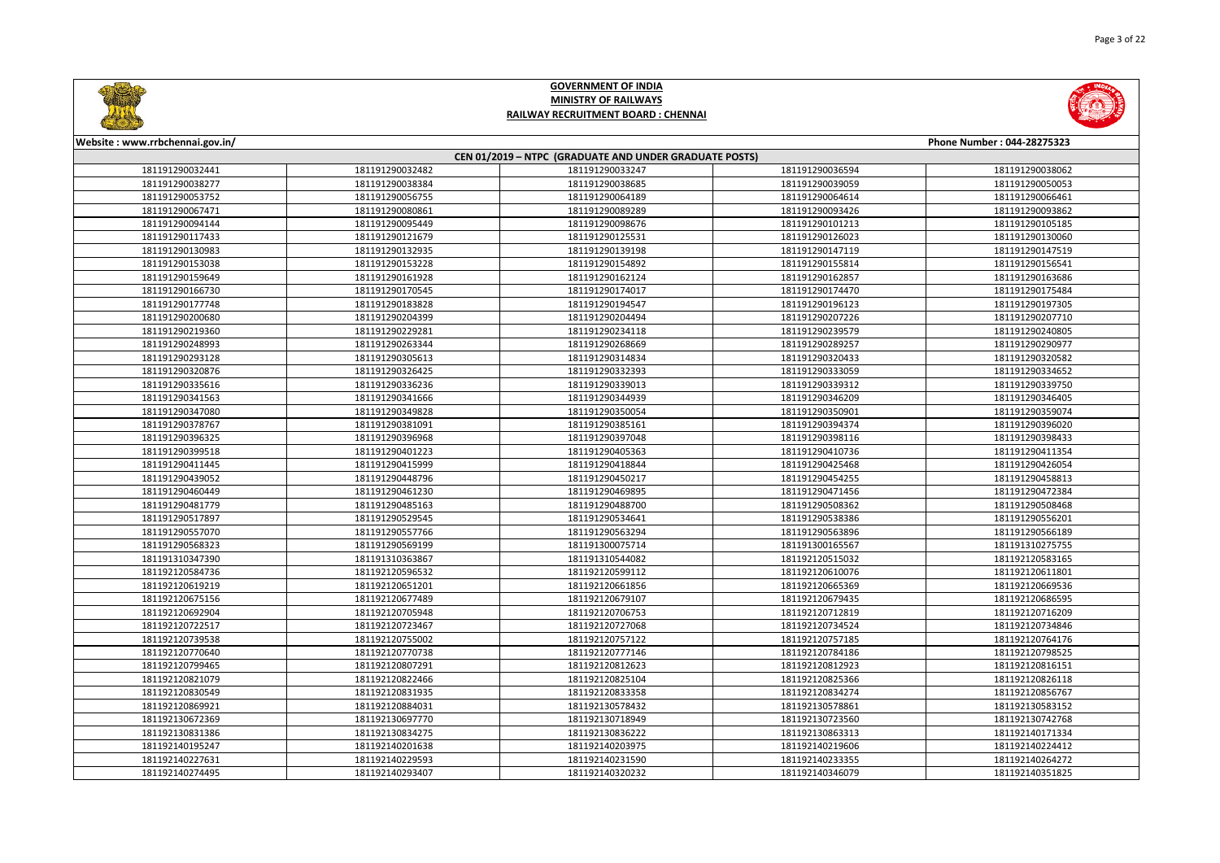# GOVERNMENT OF INDIA
## MINISTRY OF RAILWAYS
## RAILWAY RECRUITMENT BOARD : CHENNAI

Website : www.rrbchennai.gov.in/ | Phone Number : 044-28275323

### CEN 01/2019 – NTPC (GRADUATE AND UNDER GRADUATE POSTS)

| | | | | |
|---|---|---|---|---|
| 181191290032441 | 181191290032482 | 181191290033247 | 181191290036594 | 181191290038062 |
| 181191290038277 | 181191290038384 | 181191290038685 | 181191290039059 | 181191290050053 |
| 181191290053752 | 181191290056755 | 181191290064189 | 181191290064614 | 181191290066461 |
| 181191290067471 | 181191290080861 | 181191290089289 | 181191290093426 | 181191290093862 |
| 181191290094144 | 181191290095449 | 181191290098676 | 181191290101213 | 181191290105185 |
| 181191290117433 | 181191290121679 | 181191290125531 | 181191290126023 | 181191290130060 |
| 181191290130983 | 181191290132935 | 181191290139198 | 181191290147119 | 181191290147519 |
| 181191290153038 | 181191290153228 | 181191290154892 | 181191290155814 | 181191290156541 |
| 181191290159649 | 181191290161928 | 181191290162124 | 181191290162857 | 181191290163686 |
| 181191290166730 | 181191290170545 | 181191290174017 | 181191290174470 | 181191290175484 |
| 181191290177748 | 181191290183828 | 181191290194547 | 181191290196123 | 181191290197305 |
| 181191290200680 | 181191290204399 | 181191290204494 | 181191290207226 | 181191290207710 |
| 181191290219360 | 181191290229281 | 181191290234118 | 181191290239579 | 181191290240805 |
| 181191290248993 | 181191290263344 | 181191290268669 | 181191290289257 | 181191290290977 |
| 181191290293128 | 181191290305613 | 181191290314834 | 181191290320433 | 181191290320582 |
| 181191290320876 | 181191290326425 | 181191290332393 | 181191290333059 | 181191290334652 |
| 181191290335616 | 181191290336236 | 181191290339013 | 181191290339312 | 181191290339750 |
| 181191290341563 | 181191290341666 | 181191290344939 | 181191290346209 | 181191290346405 |
| 181191290347080 | 181191290349828 | 181191290350054 | 181191290350901 | 181191290359074 |
| 181191290378767 | 181191290381091 | 181191290385161 | 181191290394374 | 181191290396020 |
| 181191290396325 | 181191290396968 | 181191290397048 | 181191290398116 | 181191290398433 |
| 181191290399518 | 181191290401223 | 181191290405363 | 181191290410736 | 181191290411354 |
| 181191290411445 | 181191290415999 | 181191290418844 | 181191290425468 | 181191290426054 |
| 181191290439052 | 181191290448796 | 181191290450217 | 181191290454255 | 181191290458813 |
| 181191290460449 | 181191290461230 | 181191290469895 | 181191290471456 | 181191290472384 |
| 181191290481779 | 181191290485163 | 181191290488700 | 181191290508362 | 181191290508468 |
| 181191290517897 | 181191290529545 | 181191290534641 | 181191290538386 | 181191290556201 |
| 181191290557070 | 181191290557766 | 181191290563294 | 181191290563896 | 181191290566189 |
| 181191290568323 | 181191290569199 | 181191300075714 | 181191300165567 | 181191310275755 |
| 181191310347390 | 181191310363867 | 181191310544082 | 181192120515032 | 181192120583165 |
| 181192120584736 | 181192120596532 | 181192120599112 | 181192120610076 | 181192120611801 |
| 181192120619219 | 181192120651201 | 181192120661856 | 181192120665369 | 181192120669536 |
| 181192120675156 | 181192120677489 | 181192120679107 | 181192120679435 | 181192120686595 |
| 181192120692904 | 181192120705948 | 181192120706753 | 181192120712819 | 181192120716209 |
| 181192120722517 | 181192120723467 | 181192120727068 | 181192120734524 | 181192120734846 |
| 181192120739538 | 181192120755002 | 181192120757122 | 181192120757185 | 181192120764176 |
| 181192120770640 | 181192120770738 | 181192120777146 | 181192120784186 | 181192120798525 |
| 181192120799465 | 181192120807291 | 181192120812623 | 181192120812923 | 181192120816151 |
| 181192120821079 | 181192120822466 | 181192120825104 | 181192120825366 | 181192120826118 |
| 181192120830549 | 181192120831935 | 181192120833358 | 181192120834274 | 181192120856767 |
| 181192120869921 | 181192120884031 | 181192130578432 | 181192130578861 | 181192130583152 |
| 181192130672369 | 181192130697770 | 181192130718949 | 181192130723560 | 181192130742768 |
| 181192130831386 | 181192130834275 | 181192130836222 | 181192130863313 | 181192140171334 |
| 181192140195247 | 181192140201638 | 181192140203975 | 181192140219606 | 181192140224412 |
| 181192140227631 | 181192140229593 | 181192140231590 | 181192140233355 | 181192140264272 |
| 181192140274495 | 181192140293407 | 181192140320232 | 181192140346079 | 181192140351825 |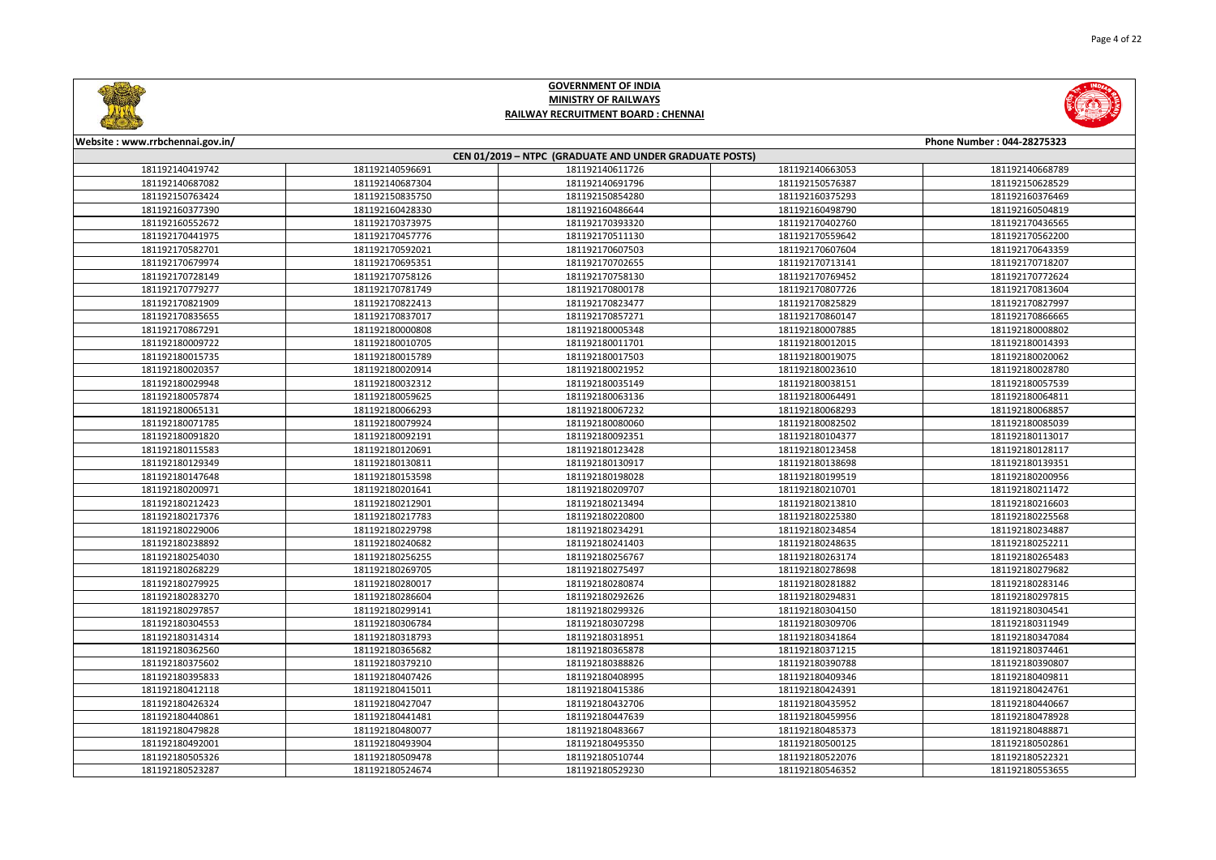# GOVERNMENT OF INDIA
## MINISTRY OF RAILWAYS
## RAILWAY RECRUITMENT BOARD : CHENNAI

Website : www.rrbchennai.gov.in/ Phone Number : 044-28275323

### CEN 01/2019 – NTPC (GRADUATE AND UNDER GRADUATE POSTS)

| | | | | |
|---|---|---|---|---|
| 181192140419742 | 181192140596691 | 181192140611726 | 181192140663053 | 181192140668789 |
| 181192140687082 | 181192140687304 | 181192140691796 | 181192150576387 | 181192150628529 |
| 181192150763424 | 181192150835750 | 181192150854280 | 181192160375293 | 181192160376469 |
| 181192160377390 | 181192160428330 | 181192160486644 | 181192160498790 | 181192160504819 |
| 181192160552672 | 181192170373975 | 181192170393320 | 181192170402760 | 181192170436565 |
| 181192170441975 | 181192170457776 | 181192170511130 | 181192170559642 | 181192170562200 |
| 181192170582701 | 181192170592021 | 181192170607503 | 181192170607604 | 181192170643359 |
| 181192170679974 | 181192170695351 | 181192170702655 | 181192170713141 | 181192170718207 |
| 181192170728149 | 181192170758126 | 181192170758130 | 181192170769452 | 181192170772624 |
| 181192170779277 | 181192170781749 | 181192170800178 | 181192170807726 | 181192170813604 |
| 181192170821909 | 181192170822413 | 181192170823477 | 181192170825829 | 181192170827997 |
| 181192170835655 | 181192170837017 | 181192170857271 | 181192170860147 | 181192170866665 |
| 181192170867291 | 181192180000808 | 181192180005348 | 181192180007885 | 181192180008802 |
| 181192180009722 | 181192180010705 | 181192180011701 | 181192180012015 | 181192180014393 |
| 181192180015735 | 181192180015789 | 181192180017503 | 181192180019075 | 181192180020062 |
| 181192180020357 | 181192180020914 | 181192180021952 | 181192180023610 | 181192180028780 |
| 181192180029948 | 181192180032312 | 181192180035149 | 181192180038151 | 181192180057539 |
| 181192180057874 | 181192180059625 | 181192180063136 | 181192180064491 | 181192180064811 |
| 181192180065131 | 181192180066293 | 181192180067232 | 181192180068293 | 181192180068857 |
| 181192180071785 | 181192180079924 | 181192180080060 | 181192180082502 | 181192180085039 |
| 181192180091820 | 181192180092191 | 181192180092351 | 181192180104377 | 181192180113017 |
| 181192180115583 | 181192180120691 | 181192180123428 | 181192180123458 | 181192180128117 |
| 181192180129349 | 181192180130811 | 181192180130917 | 181192180138698 | 181192180139351 |
| 181192180147648 | 181192180153598 | 181192180198028 | 181192180199519 | 181192180200956 |
| 181192180200971 | 181192180201641 | 181192180209707 | 181192180210701 | 181192180211472 |
| 181192180212423 | 181192180212901 | 181192180213494 | 181192180213810 | 181192180216603 |
| 181192180217376 | 181192180217783 | 181192180220800 | 181192180225380 | 181192180225568 |
| 181192180229006 | 181192180229798 | 181192180234291 | 181192180234854 | 181192180234887 |
| 181192180238892 | 181192180240682 | 181192180241403 | 181192180248635 | 181192180252211 |
| 181192180254030 | 181192180256255 | 181192180256767 | 181192180263174 | 181192180265483 |
| 181192180268229 | 181192180269705 | 181192180275497 | 181192180278698 | 181192180279682 |
| 181192180279925 | 181192180280017 | 181192180280874 | 181192180281882 | 181192180283146 |
| 181192180283270 | 181192180286604 | 181192180292626 | 181192180294831 | 181192180297815 |
| 181192180297857 | 181192180299141 | 181192180299326 | 181192180304150 | 181192180304541 |
| 181192180304553 | 181192180306784 | 181192180307298 | 181192180309706 | 181192180311949 |
| 181192180314314 | 181192180318793 | 181192180318951 | 181192180341864 | 181192180347084 |
| 181192180362560 | 181192180365682 | 181192180365878 | 181192180371215 | 181192180374461 |
| 181192180375602 | 181192180379210 | 181192180388826 | 181192180390788 | 181192180390807 |
| 181192180395833 | 181192180407426 | 181192180408995 | 181192180409346 | 181192180409811 |
| 181192180412118 | 181192180415011 | 181192180415386 | 181192180424391 | 181192180424761 |
| 181192180426324 | 181192180427047 | 181192180432706 | 181192180435952 | 181192180440667 |
| 181192180440861 | 181192180441481 | 181192180447639 | 181192180459956 | 181192180478928 |
| 181192180479828 | 181192180480077 | 181192180483667 | 181192180485373 | 181192180488871 |
| 181192180492001 | 181192180493904 | 181192180495350 | 181192180500125 | 181192180502861 |
| 181192180505326 | 181192180509478 | 181192180510744 | 181192180522076 | 181192180522321 |
| 181192180523287 | 181192180524674 | 181192180529230 | 181192180546352 | 181192180553655 |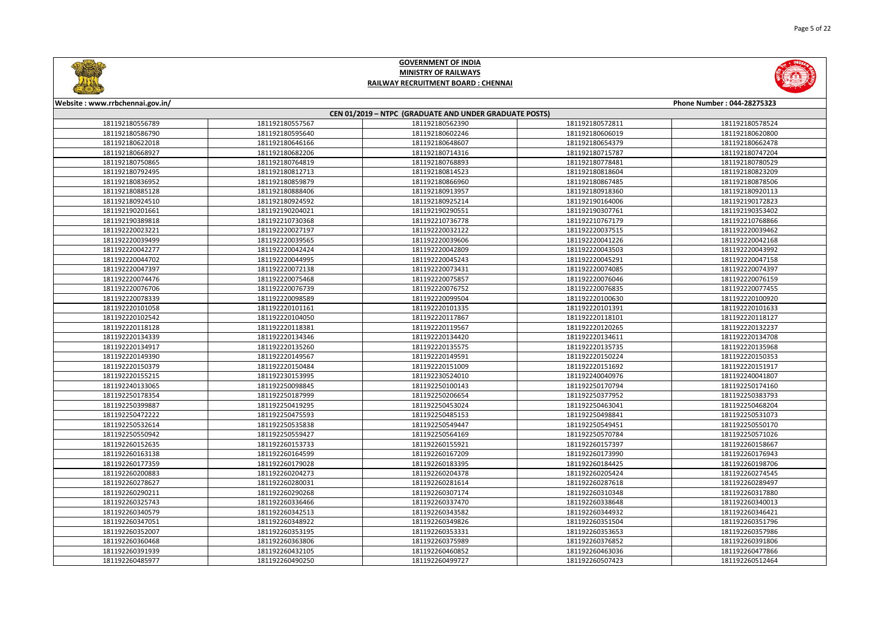# GOVERNMENT OF INDIA
## MINISTRY OF RAILWAYS
## RAILWAY RECRUITMENT BOARD : CHENNAI

Website : www.rrbchennai.gov.in/ Phone Number : 044-28275323

### CEN 01/2019 – NTPC (GRADUATE AND UNDER GRADUATE POSTS)

| | | | | |
|---|---|---|---|---|
| 181192180556789 | 181192180557567 | 181192180562390 | 181192180572811 | 181192180578524 |
| 181192180586790 | 181192180595640 | 181192180602246 | 181192180606019 | 181192180620800 |
| 181192180622018 | 181192180646166 | 181192180648607 | 181192180654379 | 181192180662478 |
| 181192180668927 | 181192180682206 | 181192180714316 | 181192180715787 | 181192180747204 |
| 181192180750865 | 181192180764819 | 181192180768893 | 181192180778481 | 181192180780529 |
| 181192180792495 | 181192180812713 | 181192180814523 | 181192180818604 | 181192180823209 |
| 181192180836952 | 181192180859879 | 181192180866960 | 181192180867485 | 181192180878506 |
| 181192180885128 | 181192180888406 | 181192180913957 | 181192180918360 | 181192180920113 |
| 181192180924510 | 181192180924592 | 181192180925214 | 181192190164006 | 181192190172823 |
| 181192190201661 | 181192190204021 | 181192190290551 | 181192190307761 | 181192190353402 |
| 181192190389818 | 181192210730368 | 181192210736778 | 181192210767179 | 181192210768866 |
| 181192220023221 | 181192220027197 | 181192220032122 | 181192220037515 | 181192220039462 |
| 181192220039499 | 181192220039565 | 181192220039606 | 181192220041226 | 181192220042168 |
| 181192220042277 | 181192220042424 | 181192220042809 | 181192220043503 | 181192220043992 |
| 181192220044702 | 181192220044995 | 181192220045243 | 181192220045291 | 181192220047158 |
| 181192220047397 | 181192220072138 | 181192220073431 | 181192220074085 | 181192220074397 |
| 181192220074476 | 181192220075468 | 181192220075857 | 181192220076046 | 181192220076159 |
| 181192220076706 | 181192220076739 | 181192220076752 | 181192220076835 | 181192220077455 |
| 181192220078339 | 181192220098589 | 181192220099504 | 181192220100630 | 181192220100920 |
| 181192220101058 | 181192220101161 | 181192220101335 | 181192220101391 | 181192220101633 |
| 181192220102542 | 181192220104050 | 181192220117867 | 181192220118101 | 181192220118127 |
| 181192220118128 | 181192220118381 | 181192220119567 | 181192220120265 | 181192220132237 |
| 181192220134339 | 181192220134346 | 181192220134420 | 181192220134611 | 181192220134708 |
| 181192220134917 | 181192220135260 | 181192220135575 | 181192220135735 | 181192220135968 |
| 181192220149390 | 181192220149567 | 181192220149591 | 181192220150224 | 181192220150353 |
| 181192220150379 | 181192220150484 | 181192220151009 | 181192220151692 | 181192220151917 |
| 181192220155215 | 181192230153995 | 181192230524010 | 181192240040976 | 181192240041807 |
| 181192240133065 | 181192250098845 | 181192250100143 | 181192250170794 | 181192250174160 |
| 181192250178354 | 181192250187999 | 181192250206654 | 181192250377952 | 181192250383793 |
| 181192250399887 | 181192250419295 | 181192250453024 | 181192250463041 | 181192250468204 |
| 181192250472222 | 181192250485593 | 181192250485153 | 181192250498841 | 181192250531073 |
| 181192250532614 | 181192250535838 | 181192250549447 | 181192250549451 | 181192250550170 |
| 181192250550942 | 181192250559427 | 181192250564169 | 181192250570784 | 181192250571026 |
| 181192260152635 | 181192260153733 | 181192260155921 | 181192260157397 | 181192260158667 |
| 181192260163138 | 181192260164599 | 181192260167209 | 181192260173990 | 181192260176943 |
| 181192260177359 | 181192260179028 | 181192260183395 | 181192260184425 | 181192260198706 |
| 181192260200883 | 181192260204273 | 181192260204378 | 181192260205424 | 181192260274545 |
| 181192260278627 | 181192260280031 | 181192260281614 | 181192260287618 | 181192260289497 |
| 181192260290211 | 181192260290268 | 181192260307174 | 181192260310348 | 181192260317880 |
| 181192260325743 | 181192260336466 | 181192260337470 | 181192260338648 | 181192260340013 |
| 181192260340579 | 181192260342513 | 181192260343582 | 181192260344932 | 181192260346421 |
| 181192260347051 | 181192260348922 | 181192260349826 | 181192260351504 | 181192260351796 |
| 181192260352007 | 181192260353195 | 181192260353331 | 181192260353653 | 181192260357986 |
| 181192260360468 | 181192260363806 | 181192260375989 | 181192260376852 | 181192260391806 |
| 181192260391939 | 181192260432105 | 181192260460852 | 181192260463036 | 181192260477866 |
| 181192260485977 | 181192260490250 | 181192260499727 | 181192260507423 | 181192260512464 |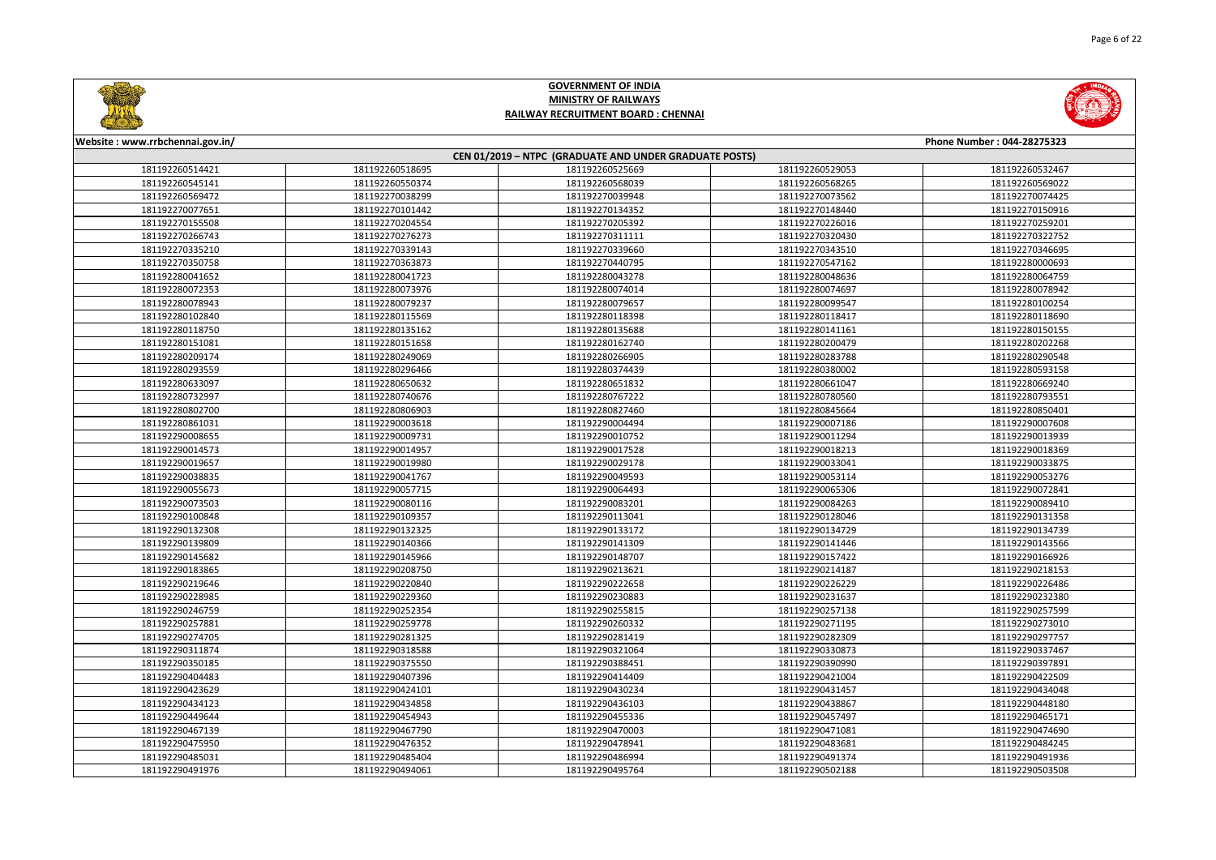# GOVERNMENT OF INDIA
## MINISTRY OF RAILWAYS
## RAILWAY RECRUITMENT BOARD : CHENNAI

Website : www.rrbchennai.gov.in/ Phone Number : 044-28275323

### CEN 01/2019 – NTPC (GRADUATE AND UNDER GRADUATE POSTS)

| | | | | |
|---|---|---|---|---|
| 181192260514421 | 181192260518695 | 181192260525669 | 181192260529053 | 181192260532467 |
| 181192260545141 | 181192260550374 | 181192260568039 | 181192260568265 | 181192260569022 |
| 181192260569472 | 181192270038299 | 181192270039948 | 181192270073562 | 181192270074425 |
| 181192270077651 | 181192270101442 | 181192270134352 | 181192270148440 | 181192270150916 |
| 181192270155508 | 181192270204554 | 181192270205392 | 181192270226016 | 181192270259201 |
| 181192270266743 | 181192270276273 | 181192270311111 | 181192270320430 | 181192270322752 |
| 181192270335210 | 181192270339143 | 181192270339660 | 181192270343510 | 181192270346695 |
| 181192270350758 | 181192270363873 | 181192270440795 | 181192270547162 | 181192280000693 |
| 181192280041652 | 181192280041723 | 181192280043278 | 181192280048636 | 181192280064759 |
| 181192280072353 | 181192280073976 | 181192280074014 | 181192280074697 | 181192280078942 |
| 181192280078943 | 181192280079237 | 181192280099657 | 181192280099547 | 181192280100254 |
| 181192280102840 | 181192280115569 | 181192280118398 | 181192280118417 | 181192280118690 |
| 181192280118750 | 181192280135162 | 181192280135688 | 181192280141161 | 181192280150155 |
| 181192280151081 | 181192280151658 | 181192280162740 | 181192280200479 | 181192280202268 |
| 181192280209174 | 181192280249069 | 181192280266905 | 181192280283788 | 181192280290548 |
| 181192280293559 | 181192280296466 | 181192280374439 | 181192280380002 | 181192280593158 |
| 181192280633097 | 181192280650632 | 181192280651832 | 181192280661047 | 181192280669240 |
| 181192280732997 | 181192280740676 | 181192280767222 | 181192280780560 | 181192280793551 |
| 181192280802700 | 181192280806903 | 181192280827460 | 181192280845664 | 181192280850401 |
| 181192280861031 | 181192290003618 | 181192290004494 | 181192290007186 | 181192290007608 |
| 181192290008655 | 181192290009731 | 181192290010752 | 181192290011294 | 181192290013939 |
| 181192290014573 | 181192290014957 | 181192290017528 | 181192290018213 | 181192290018369 |
| 181192290019657 | 181192290019980 | 181192290029178 | 181192290033041 | 181192290033875 |
| 181192290038835 | 181192290041767 | 181192290049593 | 181192290053114 | 181192290053276 |
| 181192290055673 | 181192290057715 | 181192290064493 | 181192290065306 | 181192290072841 |
| 181192290073503 | 181192290080116 | 181192290083201 | 181192290084263 | 181192290089410 |
| 181192290100848 | 181192290109357 | 181192290113041 | 181192290128046 | 181192290131358 |
| 181192290132308 | 181192290132325 | 181192290133172 | 181192290134729 | 181192290134739 |
| 181192290139809 | 181192290140366 | 181192290141309 | 181192290141446 | 181192290143566 |
| 181192290145682 | 181192290145966 | 181192290148707 | 181192290157422 | 181192290166926 |
| 181192290183865 | 181192290208750 | 181192290213621 | 181192290214187 | 181192290218153 |
| 181192290219646 | 181192290220840 | 181192290222658 | 181192290226229 | 181192290226486 |
| 181192290228985 | 181192290229360 | 181192290230883 | 181192290231637 | 181192290232380 |
| 181192290246759 | 181192290252354 | 181192290255815 | 181192290257138 | 181192290257599 |
| 181192290257881 | 181192290259778 | 181192290260332 | 181192290271195 | 181192290273010 |
| 181192290274705 | 181192290281325 | 181192290282419 | 181192290282309 | 181192290297757 |
| 181192290311874 | 181192290318588 | 181192290321064 | 181192290330873 | 181192290337467 |
| 181192290350185 | 181192290375550 | 181192290388451 | 181192290390990 | 181192290397891 |
| 181192290404483 | 181192290407396 | 181192290414409 | 181192290421004 | 181192290422509 |
| 181192290423629 | 181192290424101 | 181192290430234 | 181192290431457 | 181192290434048 |
| 181192290434123 | 181192290434858 | 181192290436103 | 181192290438867 | 181192290448180 |
| 181192290449644 | 181192290454943 | 181192290455336 | 181192290457497 | 181192290465171 |
| 181192290467139 | 181192290467790 | 181192290470003 | 181192290471081 | 181192290474690 |
| 181192290475950 | 181192290476352 | 181192290478941 | 181192290483681 | 181192290484245 |
| 181192290485031 | 181192290485404 | 181192290486994 | 181192290491374 | 181192290491936 |
| 181192290491976 | 181192290494061 | 181192290495764 | 181192290502188 | 181192290503508 |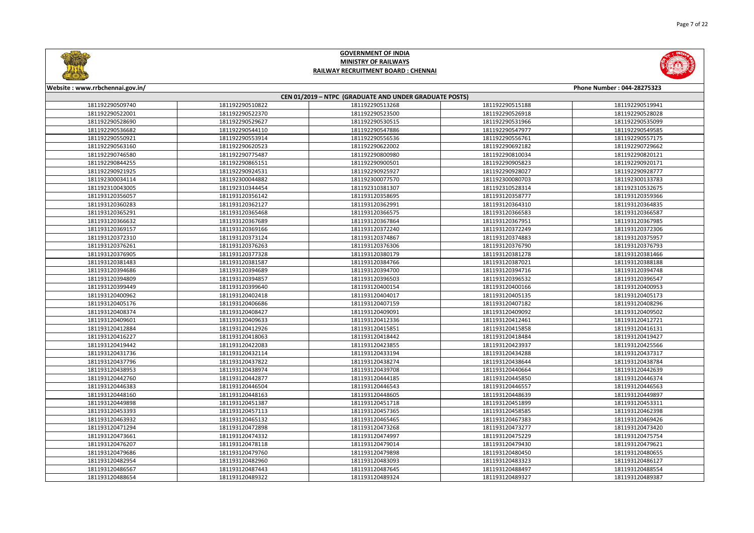# GOVERNMENT OF INDIA
## MINISTRY OF RAILWAYS
## RAILWAY RECRUITMENT BOARD : CHENNAI

Website : www.rrbchennai.gov.in/

Phone Number : 044-28275323

### CEN 01/2019 – NTPC (GRADUATE AND UNDER GRADUATE POSTS)

| | | | | |
|---|---|---|---|---|
| 181192290509740 | 181192290510822 | 181192290513268 | 181192290515188 | 181192290519941 |
| 181192290522001 | 181192290523370 | 181192290523500 | 181192290526918 | 181192290528028 |
| 181192290528690 | 181192290529627 | 181192290530515 | 181192290531966 | 181192290535099 |
| 181192290536682 | 181192290544110 | 181192290547886 | 181192290547977 | 181192290549585 |
| 181192290550921 | 181192290553914 | 181192290556536 | 181192290556761 | 181192290557175 |
| 181192290563160 | 181192290620523 | 181192290622002 | 181192290692182 | 181192290729662 |
| 181192290746580 | 181192290775487 | 181192290800980 | 181192290810034 | 181192290820121 |
| 181192290844255 | 181192290865151 | 181192290900501 | 181192290905823 | 181192290920171 |
| 181192290921925 | 181192290924531 | 181192290925927 | 181192290928027 | 181192290928777 |
| 181192300034114 | 181192300044882 | 181192300077570 | 181192300080703 | 181192300133783 |
| 181192310043005 | 181192310344454 | 181192310381307 | 181192310528314 | 181192310532675 |
| 181193120356057 | 181193120356142 | 181193120358695 | 181193120358777 | 181193120359366 |
| 181193120360283 | 181193120362127 | 181193120362991 | 181193120364310 | 181193120364835 |
| 181193120365291 | 181193120365468 | 181193120366575 | 181193120366583 | 181193120366587 |
| 181193120366632 | 181193120367689 | 181193120367864 | 181193120367951 | 181193120367985 |
| 181193120369157 | 181193120369166 | 181193120372240 | 181193120372249 | 181193120372306 |
| 181193120372310 | 181193120373124 | 181193120374867 | 181193120374883 | 181193120375957 |
| 181193120376261 | 181193120376263 | 181193120376306 | 181193120376790 | 181193120376793 |
| 181193120376905 | 181193120377328 | 181193120380179 | 181193120381278 | 181193120381466 |
| 181193120381483 | 181193120381587 | 181193120384766 | 181193120387021 | 181193120388188 |
| 181193120394686 | 181193120394689 | 181193120394700 | 181193120394716 | 181193120394748 |
| 181193120394809 | 181193120394857 | 181193120396503 | 181193120396532 | 181193120396547 |
| 181193120399449 | 181193120399640 | 181193120400154 | 181193120400166 | 181193120400953 |
| 181193120400962 | 181193120402418 | 181193120404017 | 181193120405135 | 181193120405173 |
| 181193120405176 | 181193120406686 | 181193120407159 | 181193120407182 | 181193120408296 |
| 181193120408374 | 181193120408427 | 181193120409091 | 181193120409092 | 181193120409502 |
| 181193120409601 | 181193120409633 | 181193120412336 | 181193120412461 | 181193120412721 |
| 181193120412884 | 181193120412926 | 181193120415851 | 181193120415858 | 181193120416131 |
| 181193120416227 | 181193120418063 | 181193120418442 | 181193120418484 | 181193120419427 |
| 181193120419442 | 181193120422083 | 181193120423855 | 181193120423937 | 181193120425566 |
| 181193120431736 | 181193120432114 | 181193120433194 | 181193120434288 | 181193120437317 |
| 181193120437796 | 181193120437822 | 181193120438274 | 181193120438644 | 181193120438784 |
| 181193120438953 | 181193120438974 | 181193120439708 | 181193120440664 | 181193120442639 |
| 181193120442760 | 181193120442877 | 181193120444185 | 181193120445850 | 181193120446374 |
| 181193120446383 | 181193120446504 | 181193120446543 | 181193120446557 | 181193120446563 |
| 181193120448160 | 181193120448163 | 181193120448605 | 181193120448639 | 181193120449897 |
| 181193120449898 | 181193120451387 | 181193120451718 | 181193120451899 | 181193120453311 |
| 181193120453393 | 181193120457113 | 181193120457365 | 181193120458585 | 181193120462398 |
| 181193120463932 | 181193120465132 | 181193120465465 | 181193120467383 | 181193120469426 |
| 181193120471294 | 181193120472898 | 181193120473268 | 181193120473277 | 181193120473420 |
| 181193120473661 | 181193120474332 | 181193120474997 | 181193120475229 | 181193120475754 |
| 181193120476207 | 181193120478118 | 181193120479014 | 181193120479430 | 181193120479621 |
| 181193120479686 | 181193120479760 | 181193120479898 | 181193120480450 | 181193120480655 |
| 181193120482954 | 181193120482960 | 181193120483093 | 181193120483323 | 181193120486127 |
| 181193120486567 | 181193120487443 | 181193120487645 | 181193120488497 | 181193120488554 |
| 181193120488654 | 181193120489322 | 181193120489324 | 181193120489327 | 181193120489387 |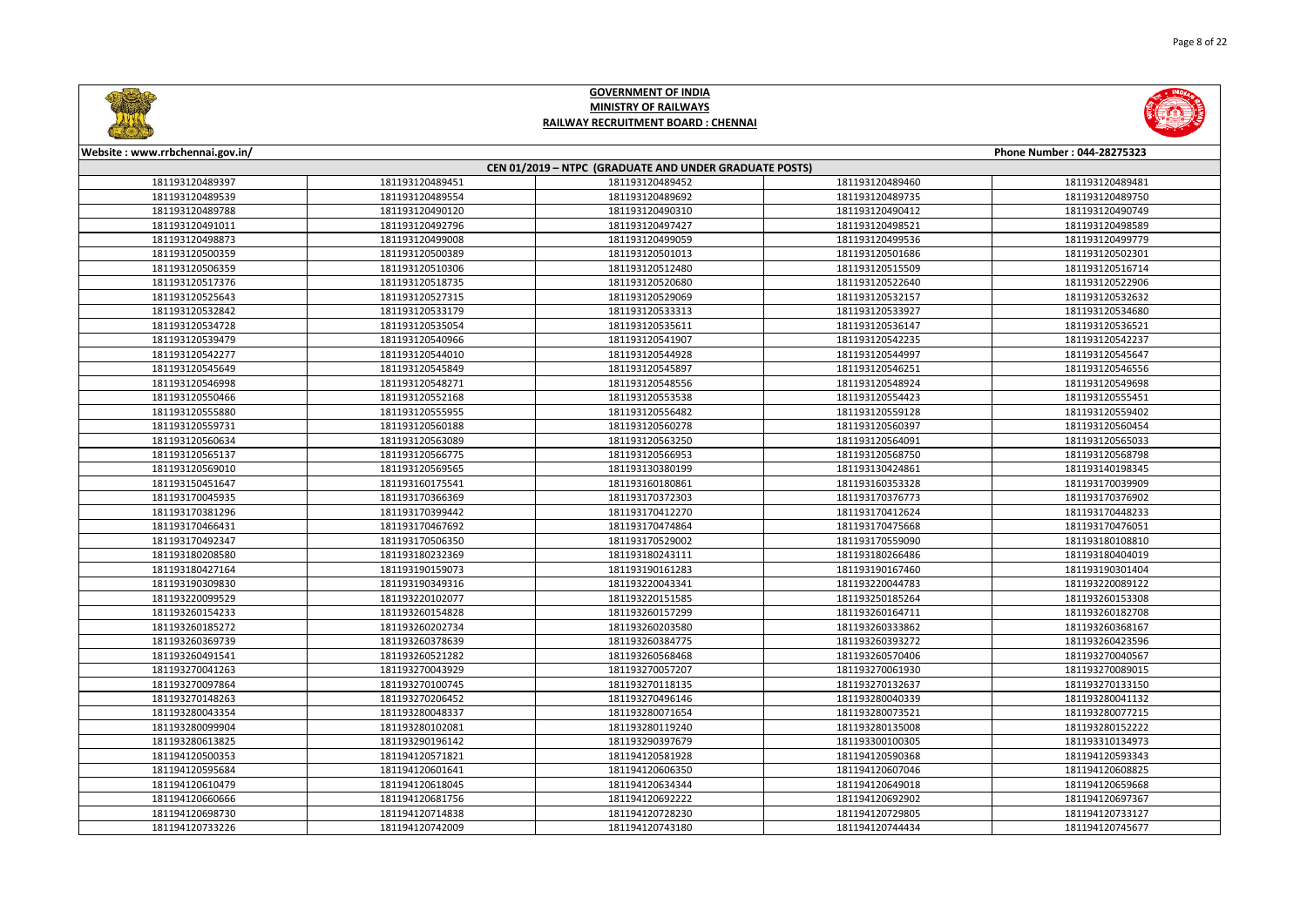# GOVERNMENT OF INDIA
## MINISTRY OF RAILWAYS
## RAILWAY RECRUITMENT BOARD : CHENNAI

Website : www.rrbchennai.gov.in/ | Phone Number : 044-28275323

**CEN 01/2019 – NTPC (GRADUATE AND UNDER GRADUATE POSTS)**

| | | | | |
|---|---|---|---|---|
| 181193120489397 | 181193120489451 | 181193120489452 | 181193120489460 | 181193120489481 |
| 181193120489539 | 181193120489554 | 181193120489692 | 181193120489735 | 181193120489750 |
| 181193120489788 | 181193120490120 | 181193120490310 | 181193120490412 | 181193120490749 |
| 181193120491011 | 181193120492796 | 181193120497427 | 181193120498521 | 181193120498589 |
| 181193120498873 | 181193120499008 | 181193120499059 | 181193120499536 | 181193120499779 |
| 181193120500359 | 181193120500389 | 181193120501013 | 181193120501686 | 181193120502301 |
| 181193120506359 | 181193120510306 | 181193120512480 | 181193120515509 | 181193120516714 |
| 181193120517376 | 181193120518735 | 181193120520680 | 181193120522640 | 181193120522906 |
| 181193120525643 | 181193120527315 | 181193120529069 | 181193120532157 | 181193120532632 |
| 181193120532842 | 181193120533179 | 181193120533313 | 181193120533927 | 181193120534680 |
| 181193120534728 | 181193120535054 | 181193120535611 | 181193120536147 | 181193120536521 |
| 181193120539479 | 181193120540966 | 181193120541907 | 181193120542235 | 181193120542237 |
| 181193120542277 | 181193120544010 | 181193120544928 | 181193120544997 | 181193120545647 |
| 181193120545649 | 181193120545849 | 181193120545897 | 181193120546251 | 181193120546556 |
| 181193120546998 | 181193120548271 | 181193120548556 | 181193120548924 | 181193120549698 |
| 181193120550466 | 181193120552168 | 181193120553538 | 181193120554423 | 181193120555451 |
| 181193120555880 | 181193120555955 | 181193120556482 | 181193120559128 | 181193120559402 |
| 181193120559731 | 181193120560188 | 181193120560278 | 181193120560397 | 181193120560454 |
| 181193120560634 | 181193120563089 | 181193120563250 | 181193120564091 | 181193120565033 |
| 181193120565137 | 181193120566775 | 181193120566953 | 181193120568750 | 181193120568798 |
| 181193120569010 | 181193120569565 | 181193130380199 | 181193130424861 | 181193140198345 |
| 181193150451647 | 181193160175541 | 181193160180861 | 181193160353328 | 181193170039909 |
| 181193170045935 | 181193170366369 | 181193170372303 | 181193170376773 | 181193170376902 |
| 181193170381296 | 181193170399442 | 181193170412270 | 181193170412624 | 181193170448233 |
| 181193170466431 | 181193170467692 | 181193170474864 | 181193170475668 | 181193170476051 |
| 181193170492347 | 181193170506350 | 181193170529002 | 181193170559090 | 181193180108810 |
| 181193180208580 | 181193180232369 | 181193180243111 | 181193180266486 | 181193180404019 |
| 181193180427164 | 181193190159073 | 181193190161283 | 181193190167460 | 181193190301404 |
| 181193190309830 | 181193190349316 | 181193220043341 | 181193220044783 | 181193220089122 |
| 181193220099529 | 181193220102077 | 181193220151585 | 181193250185264 | 181193260153308 |
| 181193260154233 | 181193260154828 | 181193260157299 | 181193260164711 | 181193260182708 |
| 181193260185272 | 181193260202734 | 181193260203580 | 181193260333862 | 181193260368167 |
| 181193260369739 | 181193260378639 | 181193260384775 | 181193260393272 | 181193260423596 |
| 181193260491541 | 181193260521282 | 181193260568468 | 181193260570406 | 181193270040567 |
| 181193270041263 | 181193270043929 | 181193270057207 | 181193270061930 | 181193270089015 |
| 181193270097864 | 181193270100745 | 181193270118135 | 181193270132637 | 181193270133150 |
| 181193270148263 | 181193270206452 | 181193270496146 | 181193280040339 | 181193280041132 |
| 181193280043354 | 181193280048337 | 181193280071654 | 181193280073521 | 181193280077215 |
| 181193280099904 | 181193280102081 | 181193280119240 | 181193280135008 | 181193280152222 |
| 181193280613825 | 181193290196142 | 181193290397679 | 181193300100305 | 181193310134973 |
| 181194120500353 | 181194120571821 | 181194120581928 | 181194120590368 | 181194120593343 |
| 181194120595684 | 181194120601641 | 181194120606350 | 181194120607046 | 181194120608825 |
| 181194120610479 | 181194120618045 | 181194120634344 | 181194120649018 | 181194120659668 |
| 181194120660666 | 181194120681756 | 181194120692222 | 181194120692902 | 181194120697367 |
| 181194120698730 | 181194120714838 | 181194120728230 | 181194120729805 | 181194120733127 |
| 181194120733226 | 181194120742009 | 181194120743180 | 181194120744434 | 181194120745677 |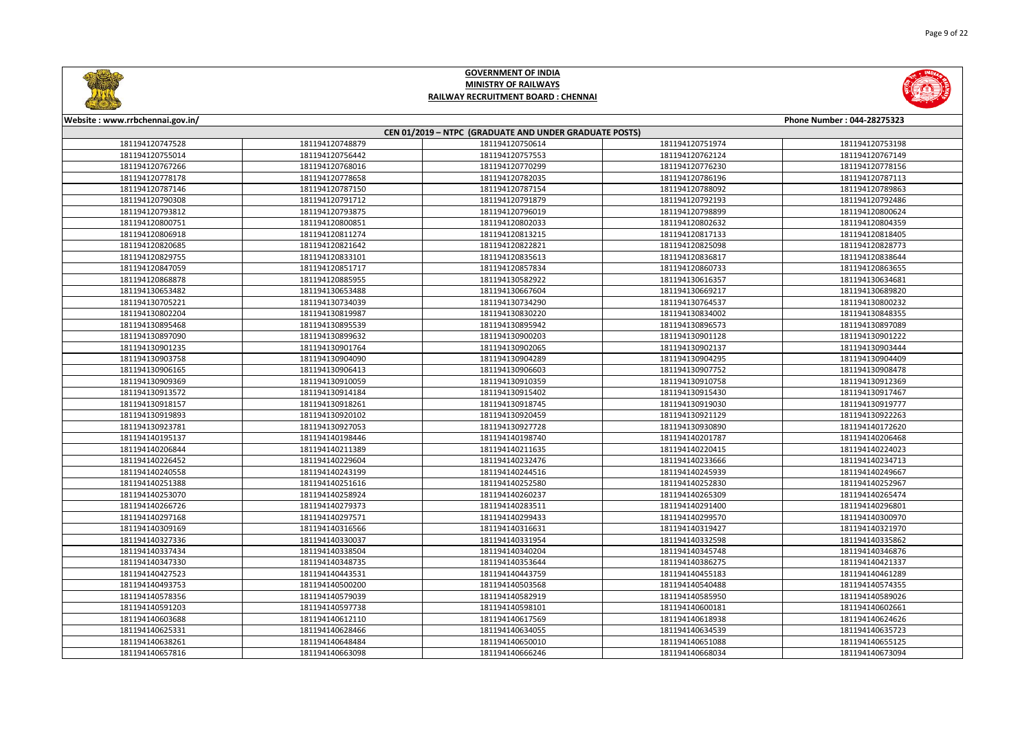# GOVERNMENT OF INDIA
## MINISTRY OF RAILWAYS
## RAILWAY RECRUITMENT BOARD : CHENNAI

Website : www.rrbchennai.gov.in/

Phone Number : 044-28275323

### CEN 01/2019 – NTPC (GRADUATE AND UNDER GRADUATE POSTS)

| | | | | |
|---|---|---|---|---|
| 181194120747528 | 181194120748879 | 181194120750614 | 181194120751974 | 181194120753198 |
| 181194120755014 | 181194120756442 | 181194120757553 | 181194120762124 | 181194120767149 |
| 181194120767266 | 181194120768016 | 181194120770299 | 181194120776230 | 181194120778156 |
| 181194120778178 | 181194120778658 | 181194120782035 | 181194120786196 | 181194120787113 |
| 181194120787146 | 181194120787150 | 181194120787154 | 181194120788092 | 181194120789863 |
| 181194120790308 | 181194120791712 | 181194120791879 | 181194120792193 | 181194120792486 |
| 181194120793812 | 181194120793875 | 181194120796019 | 181194120798899 | 181194120800624 |
| 181194120800751 | 181194120800851 | 181194120802033 | 181194120802632 | 181194120804359 |
| 181194120806918 | 181194120811274 | 181194120813215 | 181194120817133 | 181194120818405 |
| 181194120820685 | 181194120821642 | 181194120822821 | 181194120825098 | 181194120828773 |
| 181194120829755 | 181194120833101 | 181194120835613 | 181194120836817 | 181194120838644 |
| 181194120847059 | 181194120851717 | 181194120857834 | 181194120860733 | 181194120863655 |
| 181194120868878 | 181194120885955 | 181194130582922 | 181194130616357 | 181194130634681 |
| 181194130653482 | 181194130653488 | 181194130667604 | 181194130669217 | 181194130689820 |
| 181194130705221 | 181194130734039 | 181194130734290 | 181194130764537 | 181194130800232 |
| 181194130802204 | 181194130819987 | 181194130830220 | 181194130834002 | 181194130848355 |
| 181194130895468 | 181194130895539 | 181194130895942 | 181194130896573 | 181194130897089 |
| 181194130897090 | 181194130899632 | 181194130900203 | 181194130901128 | 181194130901222 |
| 181194130901235 | 181194130901764 | 181194130902065 | 181194130902137 | 181194130903444 |
| 181194130903758 | 181194130904090 | 181194130904289 | 181194130904295 | 181194130904409 |
| 181194130906165 | 181194130906413 | 181194130906603 | 181194130907752 | 181194130908478 |
| 181194130909369 | 181194130910059 | 181194130910359 | 181194130910758 | 181194130912369 |
| 181194130913572 | 181194130914184 | 181194130915402 | 181194130915430 | 181194130917467 |
| 181194130918157 | 181194130918261 | 181194130918745 | 181194130919030 | 181194130919777 |
| 181194130919893 | 181194130920102 | 181194130920459 | 181194130921129 | 181194130922263 |
| 181194130923781 | 181194130927053 | 181194130927728 | 181194130930890 | 181194140172620 |
| 181194140195137 | 181194140198446 | 181194140198740 | 181194140201787 | 181194140206468 |
| 181194140206844 | 181194140211389 | 181194140211635 | 181194140220415 | 181194140224023 |
| 181194140226452 | 181194140229604 | 181194140232476 | 181194140233666 | 181194140234713 |
| 181194140240558 | 181194140243199 | 181194140244516 | 181194140245939 | 181194140249667 |
| 181194140251388 | 181194140251616 | 181194140252580 | 181194140252830 | 181194140252967 |
| 181194140253070 | 181194140258924 | 181194140260237 | 181194140265309 | 181194140265474 |
| 181194140266726 | 181194140279373 | 181194140283511 | 181194140291400 | 181194140296801 |
| 181194140297168 | 181194140297571 | 181194140299433 | 181194140299570 | 181194140300970 |
| 181194140309169 | 181194140316566 | 181194140316631 | 181194140319427 | 181194140321970 |
| 181194140327336 | 181194140330037 | 181194140331954 | 181194140332598 | 181194140335862 |
| 181194140337434 | 181194140338504 | 181194140340204 | 181194140345748 | 181194140346876 |
| 181194140347330 | 181194140348735 | 181194140353644 | 181194140386275 | 181194140421337 |
| 181194140427523 | 181194140443531 | 181194140443759 | 181194140455183 | 181194140461289 |
| 181194140493753 | 181194140500200 | 181194140503568 | 181194140540488 | 181194140574355 |
| 181194140578356 | 181194140579039 | 181194140582919 | 181194140585950 | 181194140589026 |
| 181194140591203 | 181194140597738 | 181194140598101 | 181194140600181 | 181194140602661 |
| 181194140603688 | 181194140612110 | 181194140617569 | 181194140618938 | 181194140624626 |
| 181194140625331 | 181194140628466 | 181194140634055 | 181194140634539 | 181194140635723 |
| 181194140638261 | 181194140648484 | 181194140650010 | 181194140651088 | 181194140655125 |
| 181194140657816 | 181194140663098 | 181194140666246 | 181194140668034 | 181194140673094 |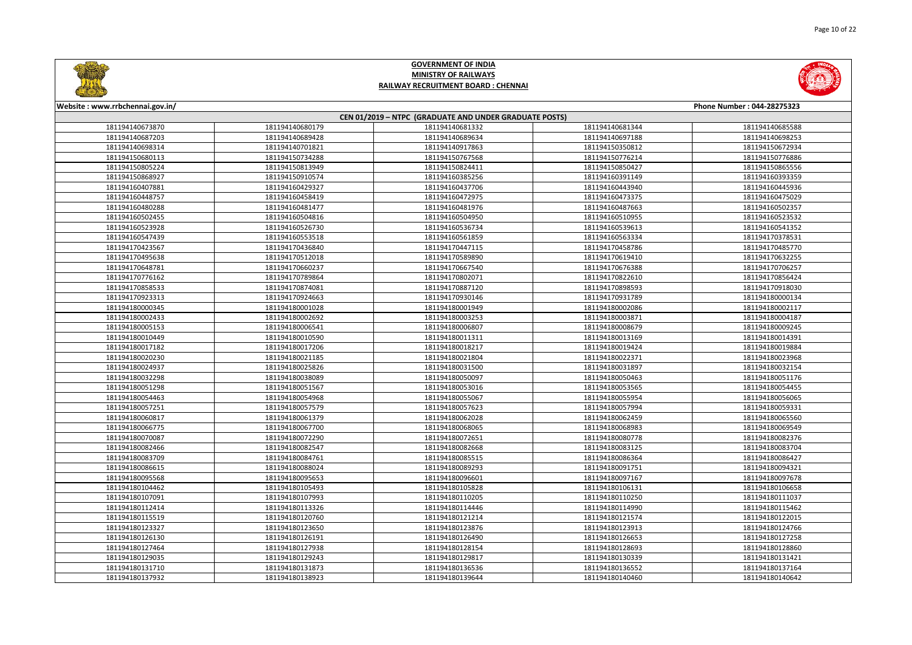# GOVERNMENT OF INDIA
## MINISTRY OF RAILWAYS
## RAILWAY RECRUITMENT BOARD : CHENNAI

Website : www.rrbchennai.gov.in/

Phone Number : 044-28275323

### CEN 01/2019 – NTPC (GRADUATE AND UNDER GRADUATE POSTS)

| | | | | |
|---|---|---|---|---|
| 181194140673870 | 181194140680179 | 181194140681332 | 181194140681344 | 181194140685588 |
| 181194140687203 | 181194140689428 | 181194140689634 | 181194140697188 | 181194140698253 |
| 181194140698314 | 181194140701821 | 181194140917863 | 181194150350812 | 181194150672934 |
| 181194150680113 | 181194150734288 | 181194150767568 | 181194150776214 | 181194150776886 |
| 181194150805224 | 181194150813949 | 181194150824411 | 181194150850427 | 181194150865556 |
| 181194150868927 | 181194150910574 | 181194160385256 | 181194160391149 | 181194160393359 |
| 181194160407881 | 181194160429327 | 181194160437706 | 181194160443940 | 181194160445936 |
| 181194160448757 | 181194160458419 | 181194160472975 | 181194160473375 | 181194160475029 |
| 181194160480288 | 181194160481477 | 181194160481976 | 181194160487663 | 181194160502357 |
| 181194160502455 | 181194160504816 | 181194160504950 | 181194160510955 | 181194160523532 |
| 181194160523928 | 181194160526730 | 181194160536734 | 181194160539613 | 181194160541352 |
| 181194160547439 | 181194160553518 | 181194160561859 | 181194160563334 | 181194170378531 |
| 181194170423567 | 181194170436840 | 181194170447115 | 181194170458786 | 181194170485770 |
| 181194170495638 | 181194170512018 | 181194170589890 | 181194170619410 | 181194170632255 |
| 181194170648781 | 181194170660237 | 181194170667540 | 181194170676388 | 181194170706257 |
| 181194170776162 | 181194170789864 | 181194170802071 | 181194170822610 | 181194170856424 |
| 181194170858533 | 181194170874081 | 181194170887120 | 181194170898593 | 181194170918030 |
| 181194170923313 | 181194170924663 | 181194170930146 | 181194170931789 | 181194180000134 |
| 181194180000345 | 181194180001028 | 181194180001949 | 181194180002086 | 181194180002117 |
| 181194180002433 | 181194180002692 | 181194180003253 | 181194180003871 | 181194180004187 |
| 181194180005153 | 181194180006541 | 181194180006807 | 181194180008679 | 181194180009245 |
| 181194180010449 | 181194180010590 | 181194180011311 | 181194180013169 | 181194180014391 |
| 181194180017182 | 181194180017206 | 181194180018217 | 181194180019424 | 181194180019884 |
| 181194180020230 | 181194180021185 | 181194180021804 | 181194180022371 | 181194180023968 |
| 181194180024937 | 181194180025826 | 181194180031500 | 181194180031897 | 181194180032154 |
| 181194180032298 | 181194180038089 | 181194180050097 | 181194180050463 | 181194180051176 |
| 181194180051298 | 181194180051567 | 181194180053016 | 181194180053565 | 181194180054455 |
| 181194180054463 | 181194180054968 | 181194180055067 | 181194180055954 | 181194180056065 |
| 181194180057251 | 181194180057579 | 181194180057623 | 181194180057994 | 181194180059331 |
| 181194180060817 | 181194180061379 | 181194180062028 | 181194180062459 | 181194180065560 |
| 181194180066775 | 181194180067700 | 181194180068065 | 181194180068983 | 181194180069549 |
| 181194180070087 | 181194180072290 | 181194180072651 | 181194180080778 | 181194180082376 |
| 181194180082466 | 181194180082547 | 181194180082668 | 181194180083125 | 181194180083704 |
| 181194180083709 | 181194180084761 | 181194180085515 | 181194180086364 | 181194180086427 |
| 181194180086615 | 181194180088024 | 181194180089293 | 181194180091751 | 181194180094321 |
| 181194180095568 | 181194180095653 | 181194180096601 | 181194180097167 | 181194180097678 |
| 181194180104462 | 181194180105493 | 181194180105828 | 181194180106131 | 181194180106658 |
| 181194180107091 | 181194180107993 | 181194180110205 | 181194180110250 | 181194180111037 |
| 181194180112414 | 181194180113326 | 181194180114446 | 181194180114990 | 181194180115462 |
| 181194180115519 | 181194180120760 | 181194180121214 | 181194180121574 | 181194180122015 |
| 181194180123327 | 181194180123650 | 181194180123876 | 181194180123913 | 181194180124766 |
| 181194180126130 | 181194180126191 | 181194180126490 | 181194180126653 | 181194180127258 |
| 181194180127464 | 181194180127938 | 181194180128154 | 181194180128693 | 181194180128860 |
| 181194180129035 | 181194180129243 | 181194180129817 | 181194180130339 | 181194180131421 |
| 181194180131710 | 181194180131873 | 181194180136536 | 181194180136552 | 181194180137164 |
| 181194180137932 | 181194180138923 | 181194180139644 | 181194180140460 | 181194180140642 |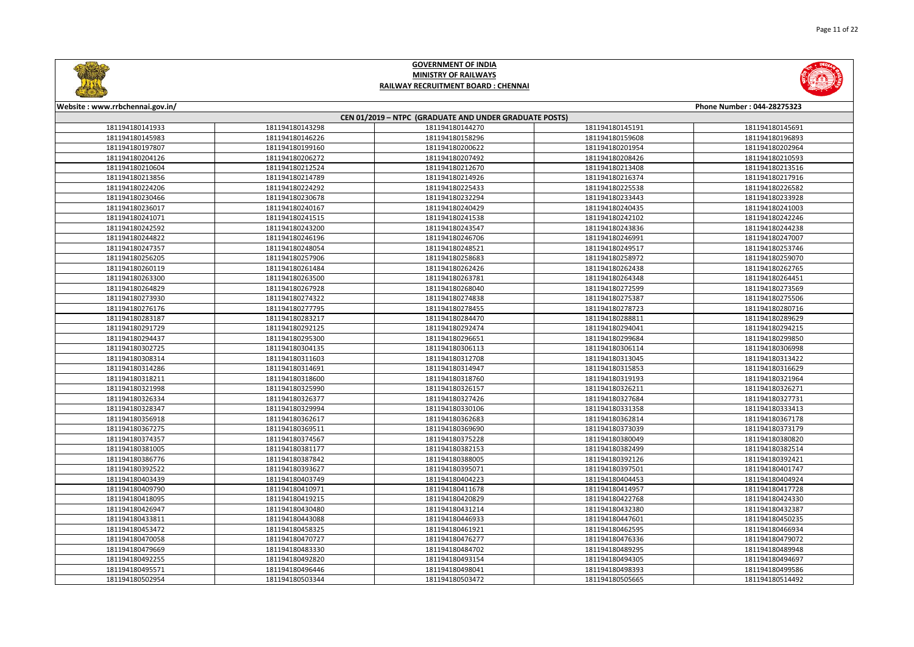# GOVERNMENT OF INDIA
## MINISTRY OF RAILWAYS
## RAILWAY RECRUITMENT BOARD : CHENNAI

Website : www.rrbchennai.gov.in/

Phone Number : 044-28275323

### CEN 01/2019 – NTPC (GRADUATE AND UNDER GRADUATE POSTS)

| | | | | |
|---|---|---|---|---|
| 181194180141933 | 181194180143298 | 181194180144270 | 181194180145191 | 181194180145691 |
| 181194180145983 | 181194180146226 | 181194180158296 | 181194180159608 | 181194180196893 |
| 181194180197807 | 181194180199160 | 181194180200622 | 181194180201954 | 181194180202964 |
| 181194180204126 | 181194180206272 | 181194180207492 | 181194180208426 | 181194180210593 |
| 181194180210604 | 181194180212524 | 181194180212670 | 181194180213408 | 181194180213516 |
| 181194180213856 | 181194180214789 | 181194180214926 | 181194180216374 | 181194180217916 |
| 181194180224206 | 181194180224292 | 181194180225433 | 181194180225538 | 181194180226582 |
| 181194180230466 | 181194180230678 | 181194180232294 | 181194180233443 | 181194180233928 |
| 181194180236017 | 181194180240167 | 181194180240429 | 181194180240435 | 181194180241003 |
| 181194180241071 | 181194180241515 | 181194180241538 | 181194180242102 | 181194180242246 |
| 181194180242592 | 181194180243200 | 181194180243547 | 181194180243836 | 181194180244238 |
| 181194180244822 | 181194180246196 | 181194180246706 | 181194180246991 | 181194180247007 |
| 181194180247357 | 181194180248054 | 181194180248521 | 181194180249517 | 181194180253746 |
| 181194180256205 | 181194180257906 | 181194180258683 | 181194180258972 | 181194180259070 |
| 181194180260119 | 181194180261484 | 181194180262426 | 181194180262438 | 181194180262765 |
| 181194180263300 | 181194180263500 | 181194180263781 | 181194180264348 | 181194180264451 |
| 181194180264829 | 181194180267928 | 181194180268040 | 181194180272599 | 181194180273569 |
| 181194180273930 | 181194180274322 | 181194180274838 | 181194180275387 | 181194180275506 |
| 181194180276176 | 181194180277795 | 181194180278455 | 181194180278723 | 181194180280716 |
| 181194180283187 | 181194180283217 | 181194180284470 | 181194180288811 | 181194180289629 |
| 181194180291729 | 181194180292125 | 181194180292474 | 181194180294041 | 181194180294215 |
| 181194180294437 | 181194180295300 | 181194180296651 | 181194180299684 | 181194180299850 |
| 181194180302725 | 181194180304135 | 181194180306113 | 181194180306114 | 181194180306998 |
| 181194180308314 | 181194180311603 | 181194180312708 | 181194180313045 | 181194180313422 |
| 181194180314286 | 181194180314691 | 181194180314947 | 181194180315853 | 181194180316629 |
| 181194180318211 | 181194180318600 | 181194180318760 | 181194180319193 | 181194180321964 |
| 181194180321998 | 181194180325990 | 181194180326157 | 181194180326211 | 181194180326271 |
| 181194180326334 | 181194180326377 | 181194180327426 | 181194180327684 | 181194180327731 |
| 181194180328347 | 181194180329994 | 181194180330106 | 181194180331358 | 181194180333413 |
| 181194180356918 | 181194180362617 | 181194180362683 | 181194180362814 | 181194180367178 |
| 181194180367275 | 181194180369511 | 181194180369690 | 181194180373039 | 181194180373179 |
| 181194180374357 | 181194180374567 | 181194180375228 | 181194180380049 | 181194180380820 |
| 181194180381005 | 181194180381177 | 181194180382153 | 181194180382499 | 181194180382514 |
| 181194180386776 | 181194180387842 | 181194180388005 | 181194180392126 | 181194180392421 |
| 181194180392522 | 181194180393627 | 181194180395071 | 181194180397501 | 181194180401747 |
| 181194180403439 | 181194180403749 | 181194180404223 | 181194180404453 | 181194180404924 |
| 181194180409790 | 181194180410971 | 181194180411678 | 181194180414957 | 181194180417728 |
| 181194180418095 | 181194180419215 | 181194180420829 | 181194180422768 | 181194180424330 |
| 181194180426947 | 181194180430480 | 181194180431214 | 181194180432380 | 181194180432387 |
| 181194180433811 | 181194180443088 | 181194180446933 | 181194180447601 | 181194180450235 |
| 181194180453472 | 181194180458325 | 181194180461921 | 181194180462595 | 181194180466934 |
| 181194180470058 | 181194180470727 | 181194180476277 | 181194180476336 | 181194180479072 |
| 181194180479669 | 181194180483330 | 181194180484702 | 181194180489295 | 181194180489948 |
| 181194180492255 | 181194180492820 | 181194180493154 | 181194180494305 | 181194180494697 |
| 181194180495571 | 181194180496446 | 181194180498041 | 181194180498393 | 181194180499586 |
| 181194180502954 | 181194180503344 | 181194180503472 | 181194180505665 | 181194180514492 |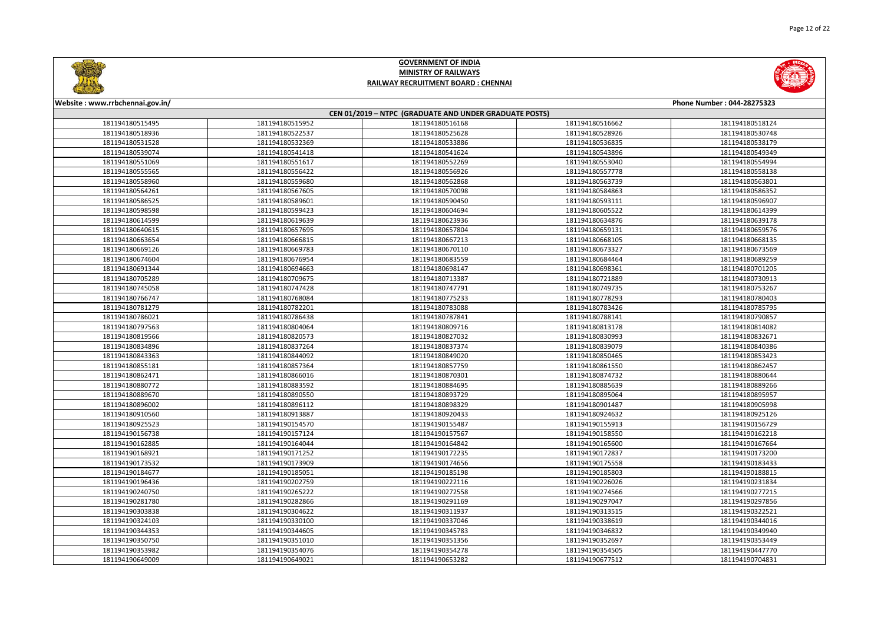# GOVERNMENT OF INDIA
## MINISTRY OF RAILWAYS
## RAILWAY RECRUITMENT BOARD : CHENNAI

Website : www.rrbchennai.gov.in/

Phone Number : 044-28275323

### CEN 01/2019 – NTPC (GRADUATE AND UNDER GRADUATE POSTS)

| | | | | |
|---|---|---|---|---|
| 181194180515495 | 181194180515952 | 181194180516168 | 181194180516662 | 181194180518124 |
| 181194180518936 | 181194180522537 | 181194180525628 | 181194180528926 | 181194180530748 |
| 181194180531528 | 181194180532369 | 181194180533886 | 181194180536835 | 181194180538179 |
| 181194180539074 | 181194180541418 | 181194180541624 | 181194180543896 | 181194180549349 |
| 181194180551069 | 181194180551617 | 181194180552269 | 181194180553040 | 181194180554994 |
| 181194180555565 | 181194180556422 | 181194180556926 | 181194180557778 | 181194180558138 |
| 181194180558960 | 181194180559680 | 181194180562868 | 181194180563739 | 181194180563801 |
| 181194180564261 | 181194180567605 | 181194180570098 | 181194180584863 | 181194180586352 |
| 181194180586525 | 181194180589601 | 181194180590450 | 181194180593111 | 181194180596907 |
| 181194180598598 | 181194180599423 | 181194180604694 | 181194180605522 | 181194180614399 |
| 181194180614599 | 181194180619639 | 181194180623936 | 181194180634876 | 181194180639178 |
| 181194180640615 | 181194180657695 | 181194180657804 | 181194180659131 | 181194180659576 |
| 181194180663654 | 181194180666815 | 181194180667213 | 181194180668105 | 181194180668135 |
| 181194180669126 | 181194180669783 | 181194180670110 | 181194180673327 | 181194180673569 |
| 181194180674604 | 181194180676954 | 181194180683559 | 181194180684464 | 181194180689259 |
| 181194180691344 | 181194180694663 | 181194180698147 | 181194180698361 | 181194180701205 |
| 181194180705289 | 181194180709675 | 181194180713387 | 181194180721889 | 181194180730913 |
| 181194180745058 | 181194180747428 | 181194180747791 | 181194180749735 | 181194180753267 |
| 181194180766747 | 181194180768084 | 181194180775233 | 181194180778293 | 181194180780403 |
| 181194180781279 | 181194180782201 | 181194180783088 | 181194180783426 | 181194180785795 |
| 181194180786021 | 181194180786438 | 181194180787841 | 181194180788141 | 181194180790857 |
| 181194180797563 | 181194180804064 | 181194180809716 | 181194180813178 | 181194180814082 |
| 181194180819566 | 181194180820573 | 181194180827032 | 181194180830993 | 181194180832671 |
| 181194180834896 | 181194180837264 | 181194180837374 | 181194180839079 | 181194180840386 |
| 181194180843363 | 181194180844092 | 181194180849020 | 181194180850465 | 181194180853423 |
| 181194180855181 | 181194180857364 | 181194180857759 | 181194180861550 | 181194180862457 |
| 181194180862471 | 181194180866016 | 181194180870301 | 181194180874732 | 181194180880644 |
| 181194180880772 | 181194180883592 | 181194180884695 | 181194180885639 | 181194180889266 |
| 181194180889670 | 181194180890550 | 181194180893729 | 181194180895064 | 181194180895957 |
| 181194180896002 | 181194180896112 | 181194180898329 | 181194180901487 | 181194180905998 |
| 181194180910560 | 181194180913887 | 181194180920433 | 181194180924632 | 181194180925126 |
| 181194180925523 | 181194190154570 | 181194190155487 | 181194190155913 | 181194190156729 |
| 181194190156738 | 181194190157124 | 181194190157567 | 181194190158550 | 181194190162218 |
| 181194190162885 | 181194190164044 | 181194190164842 | 181194190165600 | 181194190167664 |
| 181194190168921 | 181194190171252 | 181194190172235 | 181194190172837 | 181194190173200 |
| 181194190173532 | 181194190173909 | 181194190174656 | 181194190175558 | 181194190183433 |
| 181194190184677 | 181194190185051 | 181194190185198 | 181194190185803 | 181194190188815 |
| 181194190196436 | 181194190202759 | 181194190222116 | 181194190226026 | 181194190231834 |
| 181194190240750 | 181194190265222 | 181194190272558 | 181194190274566 | 181194190277215 |
| 181194190281780 | 181194190282866 | 181194190291169 | 181194190297047 | 181194190297856 |
| 181194190303838 | 181194190304622 | 181194190311937 | 181194190313515 | 181194190322521 |
| 181194190324103 | 181194190330100 | 181194190337046 | 181194190338619 | 181194190344016 |
| 181194190344353 | 181194190344605 | 181194190345783 | 181194190346832 | 181194190349940 |
| 181194190350750 | 181194190351010 | 181194190351356 | 181194190352697 | 181194190353449 |
| 181194190353982 | 181194190354076 | 181194190354278 | 181194190354505 | 181194190447770 |
| 181194190649009 | 181194190649021 | 181194190653282 | 181194190677512 | 181194190704831 |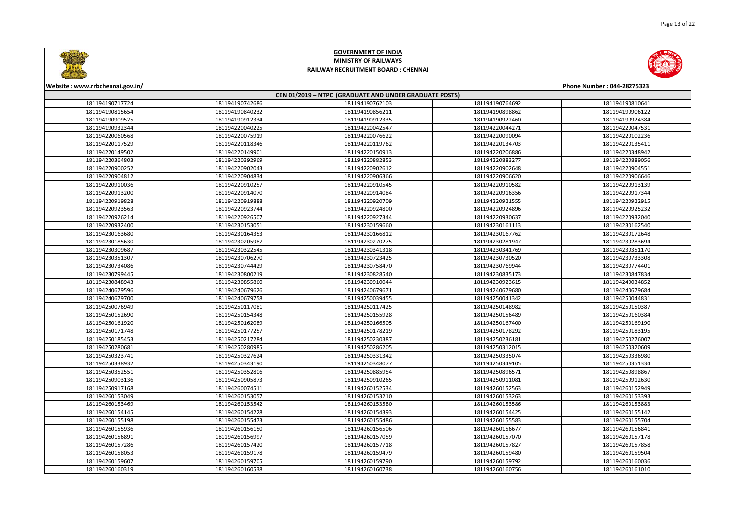# GOVERNMENT OF INDIA
## MINISTRY OF RAILWAYS
## RAILWAY RECRUITMENT BOARD : CHENNAI

Website : www.rrbchennai.gov.in/

Phone Number : 044-28275323

**CEN 01/2019 – NTPC (GRADUATE AND UNDER GRADUATE POSTS)**

| | | | | |
|---|---|---|---|---|
| 181194190717724 | 181194190742686 | 181194190762103 | 181194190764692 | 181194190810641 |
| 181194190815654 | 181194190840232 | 181194190856211 | 181194190898862 | 181194190906122 |
| 181194190909525 | 181194190912334 | 181194190912335 | 181194190922460 | 181194190924384 |
| 181194190932344 | 181194220040225 | 181194220042547 | 181194220044271 | 181194220047531 |
| 181194220060568 | 181194220075919 | 181194220076622 | 181194220090094 | 181194220102236 |
| 181194220117529 | 181194220118346 | 181194220119762 | 181194220134703 | 181194220135411 |
| 181194220149502 | 181194220149901 | 181194220150913 | 181194220206886 | 181194220348942 |
| 181194220364803 | 181194220392969 | 181194220882853 | 181194220883277 | 181194220889056 |
| 181194220900252 | 181194220902043 | 181194220902612 | 181194220902648 | 181194220904551 |
| 181194220904812 | 181194220904834 | 181194220906366 | 181194220906620 | 181194220906646 |
| 181194220910036 | 181194220910257 | 181194220910545 | 181194220910582 | 181194220913139 |
| 181194220913200 | 181194220914070 | 181194220914084 | 181194220916356 | 181194220917344 |
| 181194220919828 | 181194220919888 | 181194220920709 | 181194220921555 | 181194220922915 |
| 181194220923563 | 181194220923744 | 181194220924800 | 181194220924896 | 181194220925232 |
| 181194220926214 | 181194220926507 | 181194220927344 | 181194220930637 | 181194220932040 |
| 181194220932400 | 181194230153051 | 181194230159660 | 181194230161113 | 181194230162540 |
| 181194230163680 | 181194230164353 | 181194230166812 | 181194230167762 | 181194230172648 |
| 181194230185630 | 181194230205987 | 181194230270275 | 181194230281947 | 181194230283694 |
| 181194230309687 | 181194230322545 | 181194230341318 | 181194230341769 | 181194230351170 |
| 181194230351307 | 181194230706270 | 181194230723425 | 181194230730520 | 181194230733308 |
| 181194230734086 | 181194230744429 | 181194230758470 | 181194230769944 | 181194230774401 |
| 181194230799445 | 181194230800219 | 181194230828540 | 181194230835173 | 181194230847834 |
| 181194230848943 | 181194230855860 | 181194230910044 | 181194230923615 | 181194240034852 |
| 181194240679596 | 181194240679626 | 181194240679671 | 181194240679680 | 181194240679684 |
| 181194240679700 | 181194240679758 | 181194250039455 | 181194250041342 | 181194250044831 |
| 181194250076949 | 181194250117081 | 181194250117425 | 181194250148982 | 181194250150387 |
| 181194250152690 | 181194250154348 | 181194250155928 | 181194250156489 | 181194250160384 |
| 181194250161920 | 181194250162089 | 181194250166505 | 181194250167400 | 181194250169190 |
| 181194250171748 | 181194250177257 | 181194250178219 | 181194250178292 | 181194250183195 |
| 181194250185453 | 181194250217284 | 181194250230387 | 181194250236181 | 181194250276007 |
| 181194250280681 | 181194250286205 | 181194250312015 | 181194250320609 |
| 181194250323741 | 181194250327624 | 181194250331342 | 181194250335074 | 181194250336980 |
| 181194250338932 | 181194250343190 | 181194250348077 | 181194250349105 | 181194250351334 |
| 181194250352551 | 181194250352806 | 181194250885954 | 181194250896571 | 181194250898867 |
| 181194250903136 | 181194250905873 | 181194250910265 | 181194250911081 | 181194250912630 |
| 181194250917168 | 181194260074511 | 181194260152534 | 181194260152563 | 181194260152949 |
| 181194260153049 | 181194260153057 | 181194260153210 | 181194260153263 | 181194260153393 |
| 181194260153469 | 181194260153542 | 181194260153580 | 181194260153586 | 181194260153883 |
| 181194260154145 | 181194260154228 | 181194260154393 | 181194260154425 | 181194260155142 |
| 181194260155198 | 181194260155473 | 181194260155486 | 181194260155583 | 181194260155704 |
| 181194260155936 | 181194260156150 | 181194260156506 | 181194260156677 | 181194260156841 |
| 181194260156891 | 181194260156997 | 181194260157059 | 181194260157070 | 181194260157178 |
| 181194260157286 | 181194260157420 | 181194260157718 | 181194260157827 | 181194260157858 |
| 181194260158053 | 181194260159178 | 181194260159479 | 181194260159480 | 181194260159504 |
| 181194260159607 | 181194260159705 | 181194260159790 | 181194260159792 | 181194260160036 |
| 181194260160319 | 181194260160538 | 181194260160738 | 181194260160756 | 181194260161010 |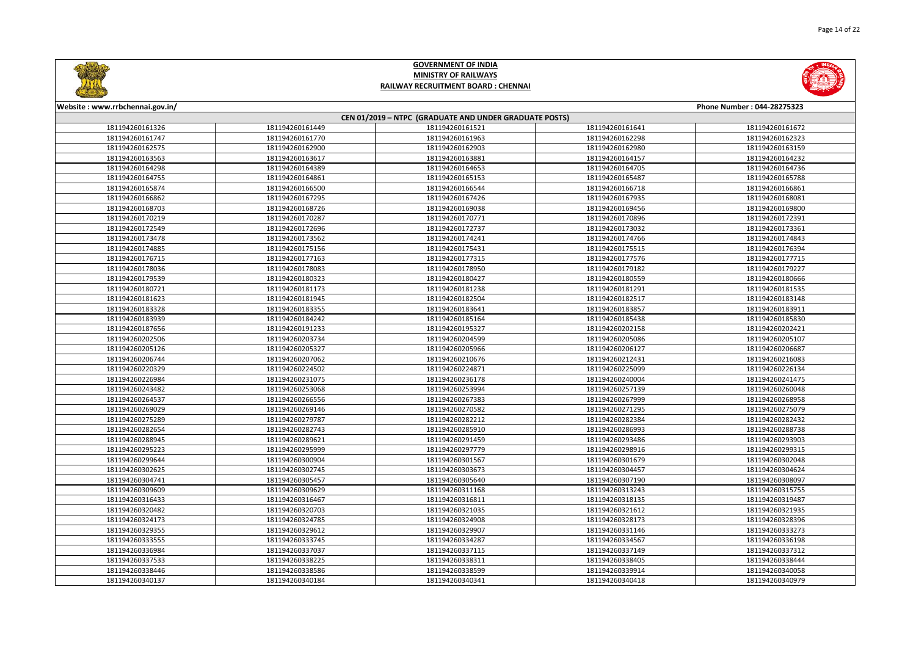# GOVERNMENT OF INDIA
## MINISTRY OF RAILWAYS
## RAILWAY RECRUITMENT BOARD : CHENNAI

Website : www.rrbchennai.gov.in/ Phone Number : 044-28275323

### CEN 01/2019 – NTPC (GRADUATE AND UNDER GRADUATE POSTS)

| | | | | |
|---|---|---|---|---|
| 181194260161326 | 181194260161449 | 181194260161521 | 181194260161641 | 181194260161672 |
| 181194260161747 | 181194260161770 | 181194260161963 | 181194260162298 | 181194260162323 |
| 181194260162575 | 181194260162900 | 181194260162903 | 181194260162980 | 181194260163159 |
| 181194260163563 | 181194260163617 | 181194260163881 | 181194260164157 | 181194260164232 |
| 181194260164298 | 181194260164389 | 181194260164653 | 181194260164705 | 181194260164736 |
| 181194260164755 | 181194260164861 | 181194260165153 | 181194260165487 | 181194260165788 |
| 181194260165874 | 181194260166500 | 181194260166544 | 181194260166718 | 181194260166861 |
| 181194260166862 | 181194260167295 | 181194260167426 | 181194260167935 | 181194260168081 |
| 181194260168703 | 181194260168726 | 181194260169038 | 181194260169456 | 181194260169800 |
| 181194260170219 | 181194260170287 | 181194260170771 | 181194260170896 | 181194260172391 |
| 181194260172549 | 181194260172696 | 181194260172737 | 181194260173032 | 181194260173361 |
| 181194260173478 | 181194260173562 | 181194260174241 | 181194260174766 | 181194260174843 |
| 181194260174885 | 181194260175156 | 181194260175431 | 181194260175515 | 181194260176394 |
| 181194260176715 | 181194260177163 | 181194260177315 | 181194260177576 | 181194260177715 |
| 181194260178036 | 181194260178083 | 181194260178950 | 181194260179182 | 181194260179227 |
| 181194260179539 | 181194260180323 | 181194260180427 | 181194260180559 | 181194260180666 |
| 181194260180721 | 181194260181173 | 181194260181238 | 181194260181291 | 181194260181535 |
| 181194260181623 | 181194260181945 | 181194260182504 | 181194260182517 | 181194260183148 |
| 181194260183328 | 181194260183355 | 181194260183641 | 181194260183857 | 181194260183911 |
| 181194260183939 | 181194260184242 | 181194260185164 | 181194260185438 | 181194260185830 |
| 181194260187656 | 181194260191233 | 181194260195327 | 181194260202158 | 181194260202421 |
| 181194260202506 | 181194260203734 | 181194260204599 | 181194260205086 | 181194260205107 |
| 181194260205126 | 181194260205327 | 181194260205966 | 181194260206127 | 181194260206687 |
| 181194260206744 | 181194260207062 | 181194260210676 | 181194260212431 | 181194260216083 |
| 181194260220329 | 181194260224502 | 181194260224871 | 181194260225099 | 181194260226134 |
| 181194260226984 | 181194260231075 | 181194260236178 | 181194260240004 | 181194260241475 |
| 181194260243482 | 181194260253068 | 181194260253994 | 181194260257139 | 181194260260048 |
| 181194260264537 | 181194260266556 | 181194260267383 | 181194260267999 | 181194260268958 |
| 181194260269029 | 181194260269146 | 181194260270582 | 181194260271295 | 181194260275079 |
| 181194260275289 | 181194260279787 | 181194260282212 | 181194260282384 | 181194260282432 |
| 181194260282654 | 181194260282743 | 181194260285910 | 181194260286993 | 181194260288738 |
| 181194260288945 | 181194260289621 | 181194260291459 | 181194260293486 | 181194260293903 |
| 181194260295223 | 181194260295999 | 181194260297779 | 181194260298916 | 181194260299315 |
| 181194260299644 | 181194260300904 | 181194260301567 | 181194260301679 | 181194260302048 |
| 181194260302625 | 181194260302745 | 181194260303673 | 181194260304457 | 181194260304624 |
| 181194260304741 | 181194260305457 | 181194260305640 | 181194260307190 | 181194260308097 |
| 181194260309609 | 181194260309629 | 181194260311168 | 181194260313243 | 181194260315755 |
| 181194260316433 | 181194260316467 | 181194260316811 | 181194260318135 | 181194260319487 |
| 181194260320482 | 181194260320703 | 181194260321035 | 181194260321612 | 181194260321935 |
| 181194260324173 | 181194260324785 | 181194260324908 | 181194260328173 | 181194260328396 |
| 181194260329355 | 181194260329612 | 181194260329907 | 181194260331146 | 181194260333273 |
| 181194260333555 | 181194260333745 | 181194260334287 | 181194260334567 | 181194260336198 |
| 181194260336984 | 181194260337037 | 181194260337115 | 181194260337149 | 181194260337312 |
| 181194260337533 | 181194260338225 | 181194260338311 | 181194260338405 | 181194260338444 |
| 181194260338446 | 181194260338586 | 181194260338599 | 181194260339914 | 181194260340058 |
| 181194260340137 | 181194260340184 | 181194260340341 | 181194260340418 | 181194260340979 |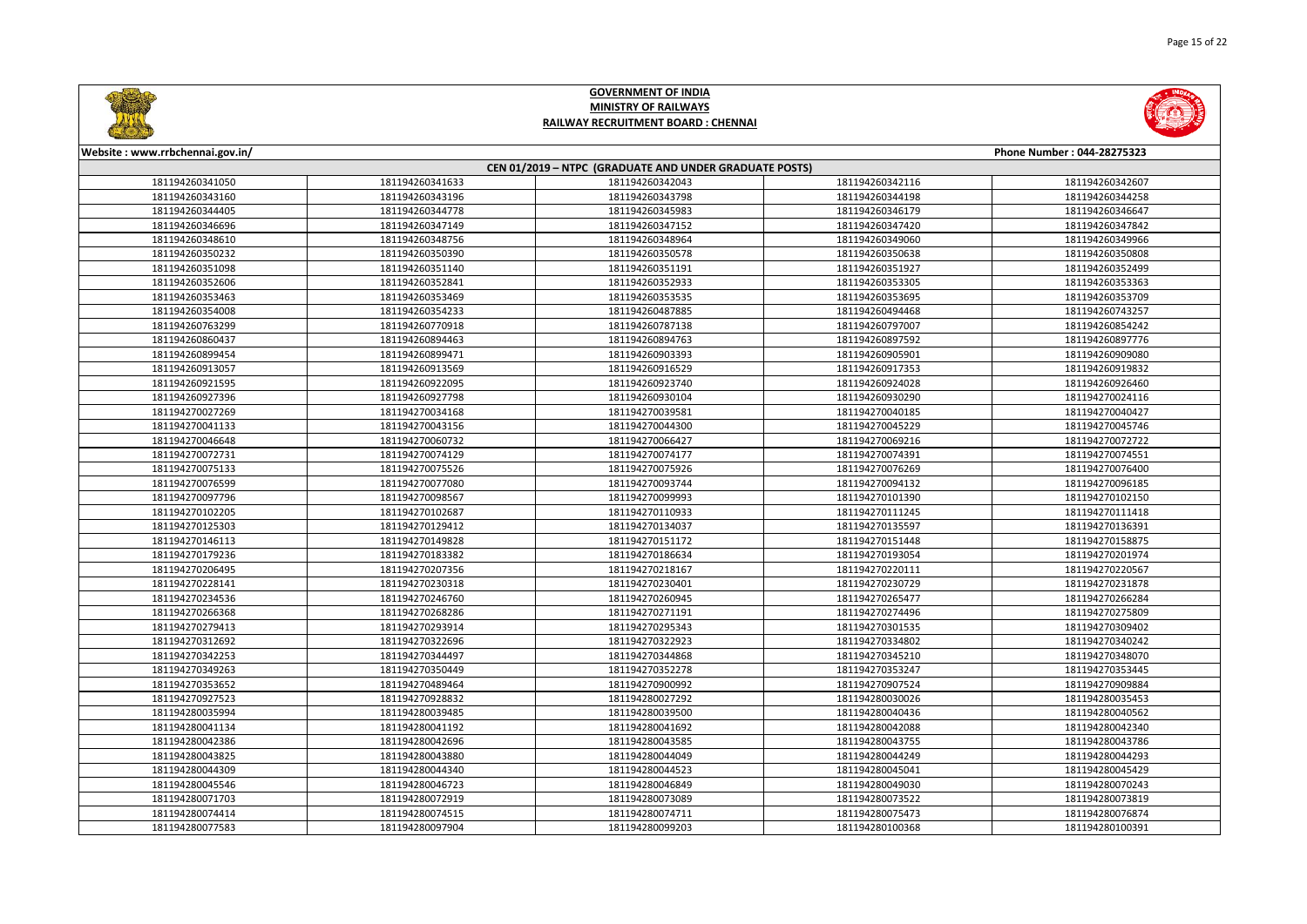**GOVERNMENT OF INDIA**
**MINISTRY OF RAILWAYS**
**RAILWAY RECRUITMENT BOARD : CHENNAI**

**Website : www.rrbchennai.gov.in/** **Phone Number : 044-28275323**

**CEN 01/2019 – NTPC (GRADUATE AND UNDER GRADUATE POSTS)**

| | | | | |
|---|---|---|---|---|
| 181194260341050 | 181194260341633 | 181194260342043 | 181194260342116 | 181194260342607 |
| 181194260343160 | 181194260343196 | 181194260343798 | 181194260344198 | 181194260344258 |
| 181194260344405 | 181194260344778 | 181194260345983 | 181194260346179 | 181194260346647 |
| 181194260346696 | 181194260347149 | 181194260347152 | 181194260347420 | 181194260347842 |
| 181194260348610 | 181194260348756 | 181194260348964 | 181194260349060 | 181194260349966 |
| 181194260350232 | 181194260350390 | 181194260350578 | 181194260350638 | 181194260350808 |
| 181194260351098 | 181194260351140 | 181194260351191 | 181194260351927 | 181194260352499 |
| 181194260352606 | 181194260352841 | 181194260352933 | 181194260353305 | 181194260353363 |
| 181194260353463 | 181194260353469 | 181194260353535 | 181194260353695 | 181194260353709 |
| 181194260354008 | 181194260354233 | 181194260487885 | 181194260494468 | 181194260743257 |
| 181194260763299 | 181194260770918 | 181194260787138 | 181194260797007 | 181194260854242 |
| 181194260860437 | 181194260894463 | 181194260894763 | 181194260897592 | 181194260897776 |
| 181194260899454 | 181194260899471 | 181194260903393 | 181194260905901 | 181194260909080 |
| 181194260913057 | 181194260913569 | 181194260916529 | 181194260917353 | 181194260919832 |
| 181194260921595 | 181194260922095 | 181194260923740 | 181194260924028 | 181194260926460 |
| 181194260927396 | 181194260927798 | 181194260930104 | 181194260930290 | 181194270024116 |
| 181194270027269 | 181194270034168 | 181194270039581 | 181194270040185 | 181194270040427 |
| 181194270041133 | 181194270043156 | 181194270044300 | 181194270045229 | 181194270045746 |
| 181194270046648 | 181194270060732 | 181194270066427 | 181194270069216 | 181194270072722 |
| 181194270072731 | 181194270074129 | 181194270074177 | 181194270074391 | 181194270074551 |
| 181194270075133 | 181194270075526 | 181194270075926 | 181194270076269 | 181194270076400 |
| 181194270076599 | 181194270077080 | 181194270093744 | 181194270094132 | 181194270096185 |
| 181194270097796 | 181194270098567 | 181194270099993 | 181194270101390 | 181194270102150 |
| 181194270102205 | 181194270102687 | 181194270110933 | 181194270111245 | 181194270111418 |
| 181194270125303 | 181194270129412 | 181194270134037 | 181194270135597 | 181194270136391 |
| 181194270146113 | 181194270149828 | 181194270151172 | 181194270151448 | 181194270158875 |
| 181194270179236 | 181194270183382 | 181194270186634 | 181194270193054 | 181194270201974 |
| 181194270206495 | 181194270207356 | 181194270218167 | 181194270220111 | 181194270220567 |
| 181194270228141 | 181194270230318 | 181194270230401 | 181194270230729 | 181194270231878 |
| 181194270234536 | 181194270246760 | 181194270260945 | 181194270265477 | 181194270266284 |
| 181194270266368 | 181194270268286 | 181194270271191 | 181194270274496 | 181194270275809 |
| 181194270279413 | 181194270293914 | 181194270295343 | 181194270301535 | 181194270309402 |
| 181194270312692 | 181194270322696 | 181194270322923 | 181194270334802 | 181194270340242 |
| 181194270342253 | 181194270344497 | 181194270344868 | 181194270345210 | 181194270348070 |
| 181194270349263 | 181194270350449 | 181194270352278 | 181194270353247 | 181194270353445 |
| 181194270353652 | 181194270489464 | 181194270900992 | 181194270907524 | 181194270909884 |
| 181194270927523 | 181194270928832 | 181194280027292 | 181194280030026 | 181194280035453 |
| 181194280035994 | 181194280039485 | 181194280039500 | 181194280040436 | 181194280040562 |
| 181194280041134 | 181194280041192 | 181194280041692 | 181194280042088 | 181194280042340 |
| 181194280042386 | 181194280042696 | 181194280043585 | 181194280043755 | 181194280043786 |
| 181194280043825 | 181194280043880 | 181194280044049 | 181194280044249 | 181194280044293 |
| 181194280044309 | 181194280044340 | 181194280044523 | 181194280045041 | 181194280045429 |
| 181194280045546 | 181194280046723 | 181194280046849 | 181194280049030 | 181194280070243 |
| 181194280071703 | 181194280072919 | 181194280073089 | 181194280073522 | 181194280073819 |
| 181194280074414 | 181194280074515 | 181194280074711 | 181194280075473 | 181194280076874 |
| 181194280077583 | 181194280097904 | 181194280099203 | 181194280100368 | 181194280100391 |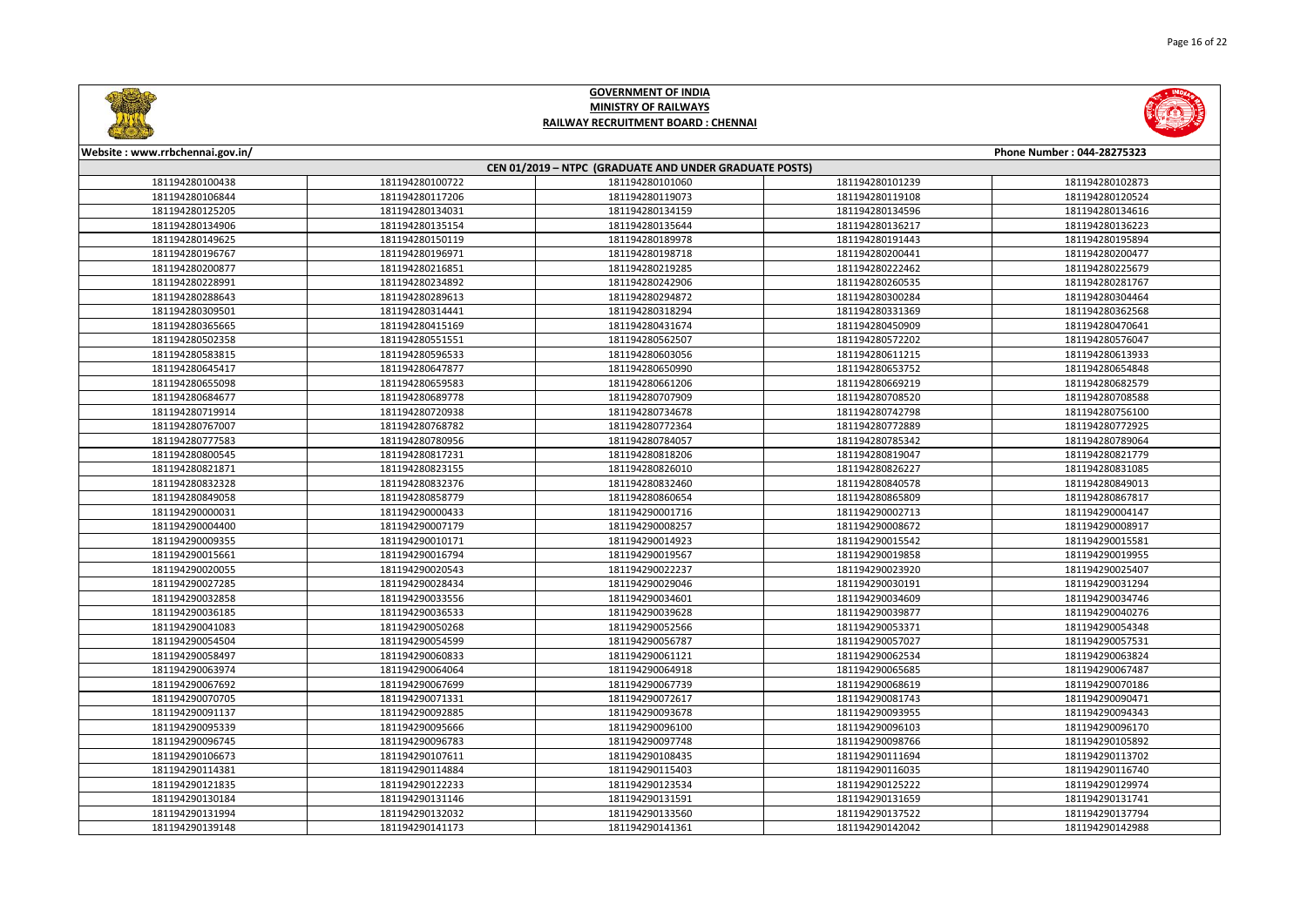# GOVERNMENT OF INDIA
## MINISTRY OF RAILWAYS
## RAILWAY RECRUITMENT BOARD : CHENNAI

Website : www.rrbchennai.gov.in/ Phone Number : 044-28275323

### CEN 01/2019 – NTPC (GRADUATE AND UNDER GRADUATE POSTS)

| | | | | |
|---|---|---|---|---|
| 181194280100438 | 181194280100722 | 181194280101060 | 181194280101239 | 181194280102873 |
| 181194280106844 | 181194280117206 | 181194280119073 | 181194280119108 | 181194280120524 |
| 181194280125205 | 181194280134031 | 181194280134159 | 181194280134596 | 181194280134616 |
| 181194280134906 | 181194280135154 | 181194280135644 | 181194280136217 | 181194280136223 |
| 181194280149625 | 181194280150119 | 181194280189978 | 181194280191443 | 181194280195894 |
| 181194280196767 | 181194280196971 | 181194280198718 | 181194280200441 | 181194280200477 |
| 181194280200877 | 181194280216851 | 181194280219285 | 181194280222462 | 181194280225679 |
| 181194280228991 | 181194280234892 | 181194280242906 | 181194280260535 | 181194280281767 |
| 181194280288643 | 181194280289613 | 181194280294872 | 181194280300284 | 181194280304464 |
| 181194280309501 | 181194280314441 | 181194280318294 | 181194280331369 | 181194280362568 |
| 181194280365665 | 181194280415169 | 181194280431674 | 181194280450909 | 181194280470641 |
| 181194280502358 | 181194280551551 | 181194280562507 | 181194280572202 | 181194280576047 |
| 181194280583815 | 181194280596533 | 181194280603056 | 181194280611215 | 181194280613933 |
| 181194280645417 | 181194280647877 | 181194280650990 | 181194280653752 | 181194280654848 |
| 181194280655098 | 181194280659583 | 181194280661206 | 181194280669219 | 181194280682579 |
| 181194280684677 | 181194280689778 | 181194280707909 | 181194280708520 | 181194280708588 |
| 181194280719914 | 181194280720938 | 181194280734678 | 181194280742798 | 181194280756100 |
| 181194280767007 | 181194280768782 | 181194280772364 | 181194280772889 | 181194280772925 |
| 181194280777583 | 181194280780956 | 181194280784057 | 181194280785342 | 181194280789064 |
| 181194280800545 | 181194280817231 | 181194280818206 | 181194280819047 | 181194280821779 |
| 181194280821871 | 181194280823155 | 181194280826010 | 181194280826227 | 181194280831085 |
| 181194280832328 | 181194280832376 | 181194280832460 | 181194280840578 | 181194280849013 |
| 181194280849058 | 181194280858779 | 181194280860654 | 181194280865809 | 181194280867817 |
| 181194290000031 | 181194290000433 | 181194290001716 | 181194290002713 | 181194290004147 |
| 181194290004400 | 181194290007179 | 181194290008257 | 181194290008672 | 181194290008917 |
| 181194290009355 | 181194290010171 | 181194290014923 | 181194290015542 | 181194290015581 |
| 181194290015661 | 181194290016794 | 181194290019567 | 181194290019858 | 181194290019955 |
| 181194290020055 | 181194290020543 | 181194290022237 | 181194290023920 | 181194290025407 |
| 181194290027285 | 181194290028434 | 181194290029046 | 181194290030191 | 181194290031294 |
| 181194290032858 | 181194290033556 | 181194290034601 | 181194290034609 | 181194290034746 |
| 181194290036185 | 181194290036533 | 181194290039628 | 181194290039877 | 181194290040276 |
| 181194290041083 | 181194290050268 | 181194290052566 | 181194290053371 | 181194290054348 |
| 181194290054504 | 181194290054599 | 181194290056787 | 181194290057027 | 181194290057531 |
| 181194290058497 | 181194290060833 | 181194290061121 | 181194290062534 | 181194290063824 |
| 181194290063974 | 181194290064064 | 181194290064918 | 181194290065685 | 181194290067487 |
| 181194290067692 | 181194290067699 | 181194290067739 | 181194290068619 | 181194290070186 |
| 181194290070705 | 181194290071331 | 181194290072617 | 181194290081743 | 181194290090471 |
| 181194290091137 | 181194290092885 | 181194290093678 | 181194290093955 | 181194290094343 |
| 181194290095339 | 181194290095666 | 181194290096100 | 181194290096103 | 181194290096170 |
| 181194290096745 | 181194290096783 | 181194290097748 | 181194290098766 | 181194290105892 |
| 181194290106673 | 181194290107611 | 181194290108435 | 181194290111694 | 181194290113702 |
| 181194290114381 | 181194290114884 | 181194290115403 | 181194290116035 | 181194290116740 |
| 181194290121835 | 181194290122233 | 181194290123534 | 181194290125222 | 181194290129974 |
| 181194290130184 | 181194290131146 | 181194290131591 | 181194290131659 | 181194290131741 |
| 181194290131994 | 181194290132032 | 181194290133560 | 181194290137522 | 181194290137794 |
| 181194290139148 | 181194290141173 | 181194290141361 | 181194290142042 | 181194290142988 |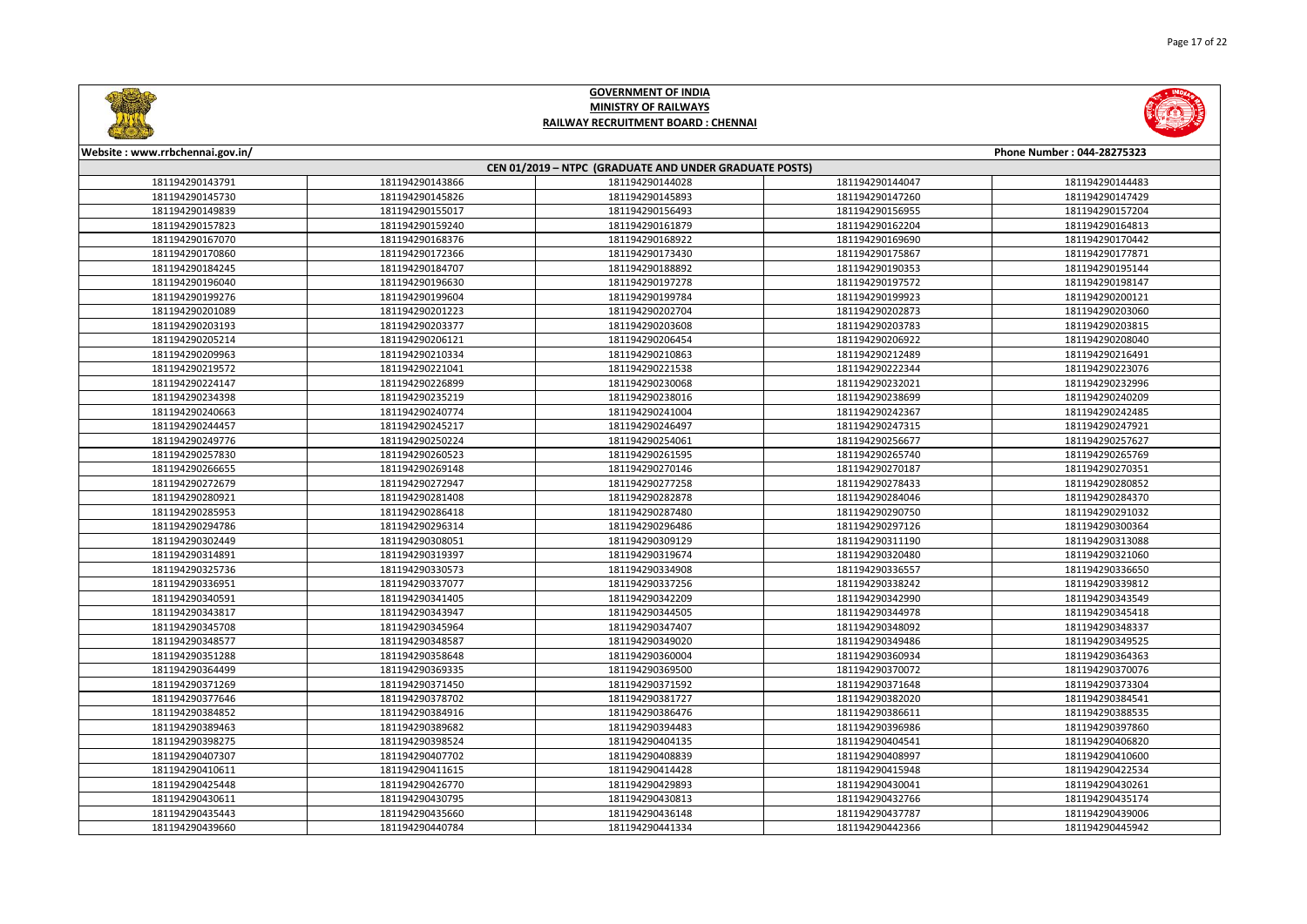# GOVERNMENT OF INDIA
## MINISTRY OF RAILWAYS
## RAILWAY RECRUITMENT BOARD : CHENNAI

Website : www.rrbchennai.gov.in/ Phone Number : 044-28275323

### CEN 01/2019 – NTPC (GRADUATE AND UNDER GRADUATE POSTS)

| | | | | |
|---|---|---|---|---|
| 181194290143791 | 181194290143866 | 181194290144028 | 181194290144047 | 181194290144483 |
| 181194290145730 | 181194290145826 | 181194290145893 | 181194290147260 | 181194290147429 |
| 181194290149839 | 181194290155017 | 181194290156493 | 181194290156955 | 181194290157204 |
| 181194290157823 | 181194290159240 | 181194290161879 | 181194290162204 | 181194290164813 |
| 181194290167070 | 181194290168376 | 181194290168922 | 181194290169690 | 181194290170442 |
| 181194290170860 | 181194290172366 | 181194290173430 | 181194290175867 | 181194290177871 |
| 181194290184245 | 181194290184707 | 181194290188892 | 181194290190353 | 181194290195144 |
| 181194290196040 | 181194290196630 | 181194290197278 | 181194290197572 | 181194290198147 |
| 181194290199276 | 181194290199604 | 181194290199784 | 181194290199923 | 181194290200121 |
| 181194290201089 | 181194290201223 | 181194290202704 | 181194290202873 | 181194290203060 |
| 181194290203193 | 181194290203377 | 181194290203608 | 181194290203783 | 181194290203815 |
| 181194290205214 | 181194290206121 | 181194290206454 | 181194290206922 | 181194290208040 |
| 181194290209963 | 181194290210334 | 181194290210863 | 181194290212489 | 181194290216491 |
| 181194290219572 | 181194290221041 | 181194290221538 | 181194290222344 | 181194290223076 |
| 181194290224147 | 181194290226899 | 181194290230068 | 181194290232021 | 181194290232996 |
| 181194290234398 | 181194290235219 | 181194290238016 | 181194290238699 | 181194290240209 |
| 181194290240663 | 181194290240774 | 181194290241004 | 181194290242367 | 181194290242485 |
| 181194290244457 | 181194290245217 | 181194290246497 | 181194290247315 | 181194290247921 |
| 181194290249776 | 181194290250224 | 181194290254061 | 181194290256677 | 181194290257627 |
| 181194290257830 | 181194290260523 | 181194290261595 | 181194290265740 | 181194290265769 |
| 181194290266655 | 181194290269148 | 181194290270146 | 181194290270187 | 181194290270351 |
| 181194290272679 | 181194290272947 | 181194290277258 | 181194290278433 | 181194290280852 |
| 181194290280921 | 181194290281408 | 181194290282878 | 181194290284046 | 181194290284370 |
| 181194290285953 | 181194290286418 | 181194290287480 | 181194290290750 | 181194290291032 |
| 181194290294786 | 181194290296314 | 181194290296486 | 181194290297126 | 181194290300364 |
| 181194290302449 | 181194290308051 | 181194290309129 | 181194290311190 | 181194290313088 |
| 181194290314891 | 181194290319397 | 181194290319674 | 181194290320480 | 181194290321060 |
| 181194290325736 | 181194290330573 | 181194290334908 | 181194290336557 | 181194290336650 |
| 181194290336951 | 181194290337077 | 181194290337256 | 181194290338242 | 181194290339812 |
| 181194290340591 | 181194290341405 | 181194290342209 | 181194290342990 | 181194290343549 |
| 181194290343817 | 181194290343947 | 181194290344505 | 181194290344978 | 181194290345418 |
| 181194290345708 | 181194290345964 | 181194290347407 | 181194290348092 | 181194290348337 |
| 181194290348577 | 181194290348587 | 181194290349020 | 181194290349486 | 181194290349525 |
| 181194290351288 | 181194290358648 | 181194290360004 | 181194290360934 | 181194290364363 |
| 181194290364499 | 181194290369335 | 181194290369500 | 181194290370072 | 181194290370076 |
| 181194290371269 | 181194290371450 | 181194290371592 | 181194290371648 | 181194290373304 |
| 181194290377646 | 181194290378702 | 181194290381727 | 181194290382020 | 181194290384541 |
| 181194290384852 | 181194290384916 | 181194290386476 | 181194290386611 | 181194290388535 |
| 181194290389463 | 181194290389682 | 181194290394483 | 181194290396986 | 181194290397860 |
| 181194290398275 | 181194290398524 | 181194290404135 | 181194290404541 | 181194290406820 |
| 181194290407307 | 181194290407702 | 181194290408839 | 181194290408997 | 181194290410600 |
| 181194290410611 | 181194290411615 | 181194290414428 | 181194290415948 | 181194290422534 |
| 181194290425448 | 181194290426770 | 181194290429893 | 181194290430041 | 181194290430261 |
| 181194290430611 | 181194290430795 | 181194290430813 | 181194290432766 | 181194290435174 |
| 181194290435443 | 181194290435660 | 181194290436148 | 181194290437787 | 181194290439006 |
| 181194290439660 | 181194290440784 | 181194290441334 | 181194290442366 | 181194290445942 |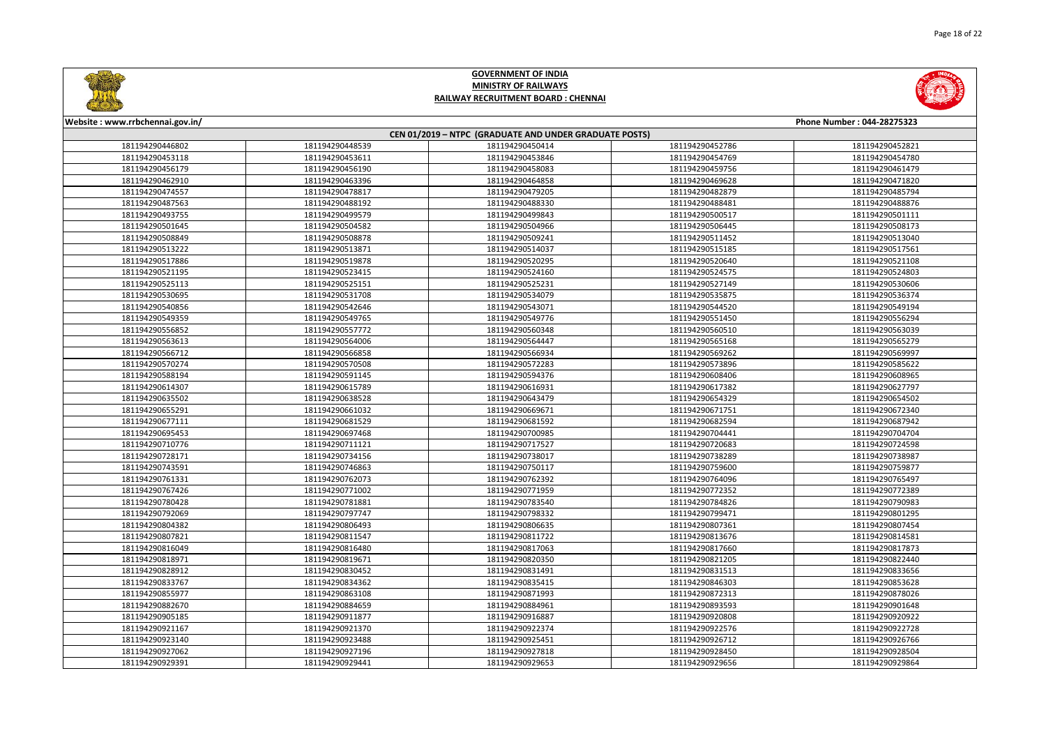**GOVERNMENT OF INDIA**

**MINISTRY OF RAILWAYS**

**RAILWAY RECRUITMENT BOARD : CHENNAI**

Website : www.rrbchennai.gov.in/

Phone Number : 044-28275323

**CEN 01/2019 – NTPC (GRADUATE AND UNDER GRADUATE POSTS)**

| | | | | |
|---|---|---|---|---|
| 181194290446802 | 181194290448539 | 181194290450414 | 181194290452786 | 181194290452821 |
| 181194290453118 | 181194290453611 | 181194290453846 | 181194290454769 | 181194290454780 |
| 181194290456179 | 181194290456190 | 181194290458083 | 181194290459756 | 181194290461479 |
| 181194290462910 | 181194290463396 | 181194290464858 | 181194290469628 | 181194290471820 |
| 181194290474557 | 181194290478817 | 181194290479205 | 181194290482879 | 181194290485794 |
| 181194290487563 | 181194290488192 | 181194290488330 | 181194290488481 | 181194290488876 |
| 181194290493755 | 181194290499579 | 181194290499843 | 181194290500517 | 181194290501111 |
| 181194290501645 | 181194290504582 | 181194290504966 | 181194290506445 | 181194290508173 |
| 181194290508849 | 181194290508878 | 181194290509241 | 181194290511452 | 181194290513040 |
| 181194290513222 | 181194290513871 | 181194290514037 | 181194290515185 | 181194290517561 |
| 181194290517886 | 181194290519878 | 181194290520295 | 181194290520640 | 181194290521108 |
| 181194290521195 | 181194290523415 | 181194290524160 | 181194290524575 | 181194290524803 |
| 181194290525113 | 181194290525151 | 181194290525231 | 181194290527149 | 181194290530606 |
| 181194290530695 | 181194290531708 | 181194290534079 | 181194290535875 | 181194290536374 |
| 181194290540856 | 181194290542646 | 181194290543071 | 181194290544520 | 181194290549194 |
| 181194290549359 | 181194290549765 | 181194290549776 | 181194290551450 | 181194290556294 |
| 181194290556852 | 181194290557772 | 181194290560348 | 181194290560510 | 181194290563039 |
| 181194290563613 | 181194290564006 | 181194290564447 | 181194290565168 | 181194290565279 |
| 181194290566712 | 181194290566858 | 181194290566934 | 181194290569262 | 181194290569997 |
| 181194290570274 | 181194290570508 | 181194290572283 | 181194290573896 | 181194290585622 |
| 181194290588194 | 181194290591145 | 181194290594376 | 181194290608406 | 181194290608965 |
| 181194290614307 | 181194290615789 | 181194290616931 | 181194290617382 | 181194290627797 |
| 181194290635502 | 181194290638528 | 181194290643479 | 181194290654329 | 181194290654502 |
| 181194290655291 | 181194290661032 | 181194290669671 | 181194290671751 | 181194290672340 |
| 181194290677111 | 181194290681529 | 181194290681592 | 181194290682594 | 181194290687942 |
| 181194290695453 | 181194290697468 | 181194290700985 | 181194290704441 | 181194290704704 |
| 181194290710776 | 181194290711121 | 181194290717527 | 181194290720683 | 181194290724598 |
| 181194290728171 | 181194290734156 | 181194290738017 | 181194290738289 | 181194290738987 |
| 181194290743591 | 181194290746863 | 181194290750117 | 181194290759600 | 181194290759877 |
| 181194290761331 | 181194290762073 | 181194290762392 | 181194290764096 | 181194290765497 |
| 181194290767426 | 181194290771002 | 181194290771959 | 181194290772352 | 181194290772389 |
| 181194290780428 | 181194290781881 | 181194290783540 | 181194290784826 | 181194290790983 |
| 181194290792069 | 181194290797747 | 181194290798332 | 181194290799471 | 181194290801295 |
| 181194290804382 | 181194290806493 | 181194290806635 | 181194290807361 | 181194290807454 |
| 181194290807821 | 181194290811547 | 181194290811722 | 181194290813676 | 181194290814581 |
| 181194290816049 | 181194290816480 | 181194290817063 | 181194290817660 | 181194290817873 |
| 181194290818971 | 181194290819671 | 181194290820350 | 181194290821205 | 181194290822440 |
| 181194290828912 | 181194290830452 | 181194290831491 | 181194290831513 | 181194290833656 |
| 181194290833767 | 181194290834362 | 181194290835415 | 181194290846303 | 181194290853628 |
| 181194290855977 | 181194290863108 | 181194290871993 | 181194290872313 | 181194290878026 |
| 181194290882670 | 181194290884659 | 181194290884961 | 181194290893593 | 181194290901648 |
| 181194290905185 | 181194290911877 | 181194290916887 | 181194290920808 | 181194290920922 |
| 181194290921167 | 181194290921370 | 181194290922374 | 181194290922576 | 181194290922728 |
| 181194290923140 | 181194290923488 | 181194290925451 | 181194290926712 | 181194290926766 |
| 181194290927062 | 181194290927196 | 181194290927818 | 181194290928450 | 181194290928504 |
| 181194290929391 | 181194290929441 | 181194290929653 | 181194290929656 | 181194290929864 |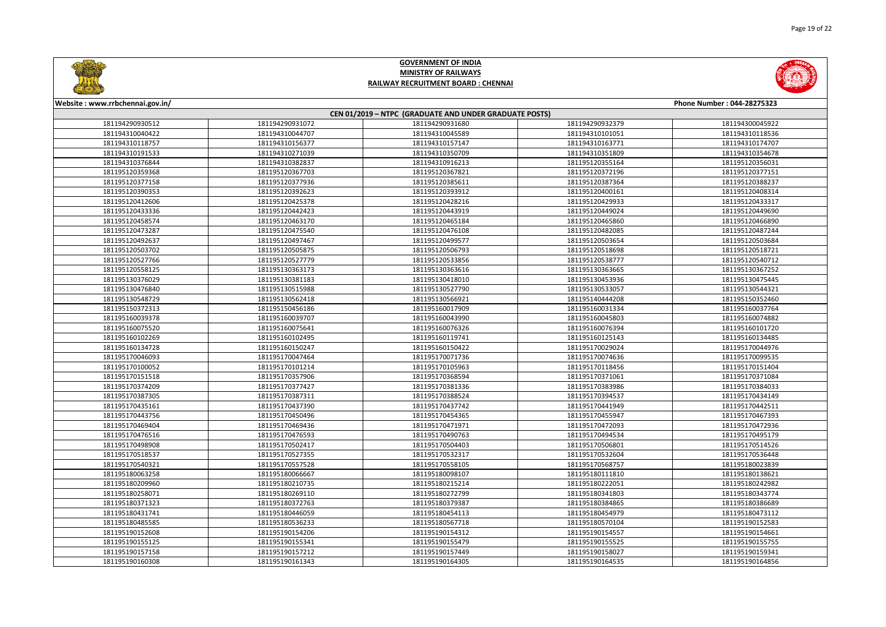**GOVERNMENT OF INDIA**
**MINISTRY OF RAILWAYS**
**RAILWAY RECRUITMENT BOARD : CHENNAI**

Website : www.rrbchennai.gov.in/ Phone Number : 044-28275323

**CEN 01/2019 – NTPC (GRADUATE AND UNDER GRADUATE POSTS)**

| | | | | |
|---|---|---|---|---|
| 181194290930512 | 181194290931072 | 181194290931680 | 181194290932379 | 181194300045922 |
| 181194310040422 | 181194310044707 | 181194310045589 | 181194310101051 | 181194310118536 |
| 181194310118757 | 181194310156377 | 181194310157147 | 181194310163771 | 181194310174707 |
| 181194310191533 | 181194310271039 | 181194310350709 | 181194310351809 | 181194310354678 |
| 181194310376844 | 181194310382837 | 181194310916213 | 181195120355164 | 181195120356031 |
| 181195120359368 | 181195120367703 | 181195120367821 | 181195120372196 | 181195120377151 |
| 181195120377158 | 181195120377936 | 181195120385611 | 181195120387364 | 181195120388237 |
| 181195120390353 | 181195120392623 | 181195120393912 | 181195120400161 | 181195120408314 |
| 181195120412606 | 181195120425378 | 181195120428216 | 181195120429933 | 181195120433317 |
| 181195120433336 | 181195120442423 | 181195120443919 | 181195120449024 | 181195120449690 |
| 181195120458574 | 181195120463170 | 181195120465184 | 181195120465860 | 181195120466890 |
| 181195120473287 | 181195120475540 | 181195120476108 | 181195120482085 | 181195120487244 |
| 181195120492637 | 181195120497467 | 181195120499577 | 181195120503654 | 181195120503684 |
| 181195120503702 | 181195120505875 | 181195120506793 | 181195120518698 | 181195120518721 |
| 181195120527766 | 181195120527779 | 181195120533856 | 181195120538777 | 181195120540712 |
| 181195120558125 | 181195130363173 | 181195130363616 | 181195130363665 | 181195130367252 |
| 181195130376029 | 181195130381183 | 181195130418010 | 181195130453936 | 181195130475445 |
| 181195130476840 | 181195130515988 | 181195130527790 | 181195130533057 | 181195130544321 |
| 181195130548729 | 181195130562418 | 181195130566921 | 181195140444208 | 181195150352460 |
| 181195150372313 | 181195150456186 | 181195160017909 | 181195160031334 | 181195160037764 |
| 181195160039378 | 181195160039707 | 181195160043990 | 181195160045803 | 181195160074882 |
| 181195160075520 | 181195160075641 | 181195160076326 | 181195160076394 | 181195160101720 |
| 181195160102269 | 181195160102495 | 181195160119741 | 181195160125143 | 181195160134485 |
| 181195160134728 | 181195160150247 | 181195160150422 | 181195170029024 | 181195170044976 |
| 181195170046093 | 181195170047464 | 181195170071736 | 181195170074636 | 181195170099535 |
| 181195170100052 | 181195170101214 | 181195170105963 | 181195170118456 | 181195170151404 |
| 181195170151518 | 181195170357906 | 181195170368594 | 181195170371061 | 181195170371084 |
| 181195170374209 | 181195170377427 | 181195170381336 | 181195170383986 | 181195170384033 |
| 181195170387305 | 181195170387311 | 181195170388524 | 181195170394537 | 181195170434149 |
| 181195170435161 | 181195170437390 | 181195170437742 | 181195170441949 | 181195170442511 |
| 181195170443756 | 181195170450496 | 181195170454365 | 181195170455947 | 181195170467393 |
| 181195170469404 | 181195170469436 | 181195170471971 | 181195170472093 | 181195170472936 |
| 181195170476516 | 181195170476593 | 181195170490763 | 181195170494534 | 181195170495179 |
| 181195170498908 | 181195170502417 | 181195170504403 | 181195170506801 | 181195170514526 |
| 181195170518537 | 181195170527355 | 181195170532317 | 181195170532604 | 181195170536448 |
| 181195170540321 | 181195170557528 | 181195170558105 | 181195170568757 | 181195180023839 |
| 181195180063258 | 181195180066667 | 181195180098107 | 181195180111810 | 181195180138621 |
| 181195180209960 | 181195180210735 | 181195180215214 | 181195180222051 | 181195180242982 |
| 181195180258071 | 181195180269110 | 181195180272799 | 181195180341803 | 181195180343774 |
| 181195180371323 | 181195180372763 | 181195180379387 | 181195180384865 | 181195180386689 |
| 181195180431741 | 181195180446059 | 181195180454113 | 181195180454979 | 181195180473112 |
| 181195180485585 | 181195180536233 | 181195180567718 | 181195180570104 | 181195190152583 |
| 181195190152608 | 181195190154206 | 181195190154312 | 181195190154557 | 181195190154661 |
| 181195190155125 | 181195190155341 | 181195190155479 | 181195190155525 | 181195190155755 |
| 181195190157158 | 181195190157212 | 181195190157449 | 181195190158027 | 181195190159341 |
| 181195190160308 | 181195190161343 | 181195190164305 | 181195190164535 | 181195190164856 |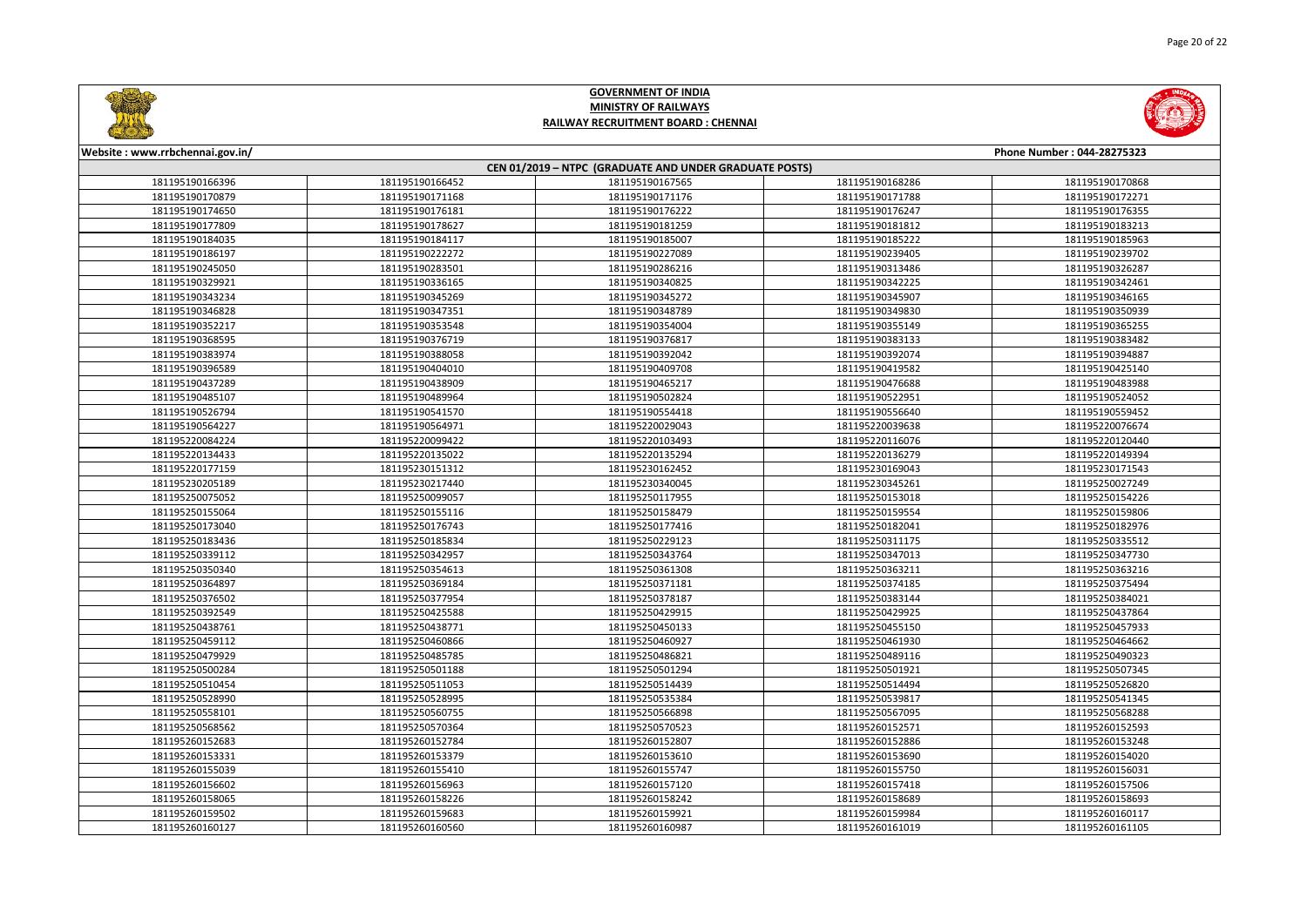# GOVERNMENT OF INDIA
## MINISTRY OF RAILWAYS
## RAILWAY RECRUITMENT BOARD : CHENNAI

Website : www.rrbchennai.gov.in/ | Phone Number : 044-28275323

### CEN 01/2019 – NTPC (GRADUATE AND UNDER GRADUATE POSTS)

| | | | | |
|---|---|---|---|---|
| 181195190166396 | 181195190166452 | 181195190167565 | 181195190168286 | 181195190170868 |
| 181195190170879 | 181195190171168 | 181195190171176 | 181195190171788 | 181195190172271 |
| 181195190174650 | 181195190176181 | 181195190176222 | 181195190176247 | 181195190176355 |
| 181195190177809 | 181195190178627 | 181195190181259 | 181195190181812 | 181195190183213 |
| 181195190184035 | 181195190184117 | 181195190185007 | 181195190185222 | 181195190185963 |
| 181195190186197 | 181195190222272 | 181195190227089 | 181195190239405 | 181195190239702 |
| 181195190245050 | 181195190283501 | 181195190286216 | 181195190313486 | 181195190326287 |
| 181195190329921 | 181195190336165 | 181195190340825 | 181195190342225 | 181195190342461 |
| 181195190343234 | 181195190345269 | 181195190345272 | 181195190345907 | 181195190346165 |
| 181195190346828 | 181195190347351 | 181195190348789 | 181195190349830 | 181195190350939 |
| 181195190352217 | 181195190353548 | 181195190354004 | 181195190355149 | 181195190365255 |
| 181195190368595 | 181195190376719 | 181195190376817 | 181195190383133 | 181195190383482 |
| 181195190383974 | 181195190388058 | 181195190392042 | 181195190392074 | 181195190394887 |
| 181195190396589 | 181195190404010 | 181195190409708 | 181195190419582 | 181195190425140 |
| 181195190437289 | 181195190438909 | 181195190465217 | 181195190476688 | 181195190483988 |
| 181195190485107 | 181195190489964 | 181195190502824 | 181195190522951 | 181195190524052 |
| 181195190526794 | 181195190541570 | 181195190554418 | 181195190556640 | 181195190559452 |
| 181195190564227 | 181195190564971 | 181195220029043 | 181195220039638 | 181195220076674 |
| 181195220084227 | 181195220099422 | 181195220103493 | 181195220116076 | 181195220120440 |
| 181195220134433 | 181195220135022 | 181195220135294 | 181195220136279 | 181195220149394 |
| 181195220177159 | 181195230151312 | 181195230162452 | 181195230169043 | 181195230171543 |
| 181195230205189 | 181195230217440 | 181195230340045 | 181195230345261 | 181195250027249 |
| 181195250075052 | 181195250099057 | 181195250117955 | 181195250153018 | 181195250154226 |
| 181195250155064 | 181195250155116 | 181195250158479 | 181195250159554 | 181195250159806 |
| 181195250173040 | 181195250176743 | 181195250177416 | 181195250182041 | 181195250182976 |
| 181195250183436 | 181195250185834 | 181195250229123 | 181195250311175 | 181195250335512 |
| 181195250339112 | 181195250342957 | 181195250343764 | 181195250347013 | 181195250347730 |
| 181195250350340 | 181195250354613 | 181195250361308 | 181195250363211 | 181195250363216 |
| 181195250364897 | 181195250369184 | 181195250371181 | 181195250374185 | 181195250375494 |
| 181195250376502 | 181195250377954 | 181195250378187 | 181195250383144 | 181195250384021 |
| 181195250392549 | 181195250425588 | 181195250429915 | 181195250429925 | 181195250437864 |
| 181195250438761 | 181195250438771 | 181195250450133 | 181195250455150 | 181195250457933 |
| 181195250459112 | 181195250460866 | 181195250460927 | 181195250461930 | 181195250464662 |
| 181195250479929 | 181195250485785 | 181195250486821 | 181195250489116 | 181195250490323 |
| 181195250500284 | 181195250501188 | 181195250501294 | 181195250501921 | 181195250507345 |
| 181195250510454 | 181195250511053 | 181195250514439 | 181195250514494 | 181195250526820 |
| 181195250528990 | 181195250528995 | 181195250535384 | 181195250539817 | 181195250541345 |
| 181195250558101 | 181195250560755 | 181195250566898 | 181195250567095 | 181195250568288 |
| 181195250568562 | 181195250570364 | 181195250570523 | 181195260152571 | 181195260152593 |
| 181195260152683 | 181195260152784 | 181195260152807 | 181195260152886 | 181195260153248 |
| 181195260153331 | 181195260153379 | 181195260153610 | 181195260153690 | 181195260154020 |
| 181195260155039 | 181195260155410 | 181195260155747 | 181195260155750 | 181195260156031 |
| 181195260156602 | 181195260156963 | 181195260157120 | 181195260157418 | 181195260157506 |
| 181195260158065 | 181195260158226 | 181195260158242 | 181195260158689 | 181195260158693 |
| 181195260159502 | 181195260159683 | 181195260159921 | 181195260159984 | 181195260160117 |
| 181195260160127 | 181195260160560 | 181195260160987 | 181195260161019 | 181195260161105 |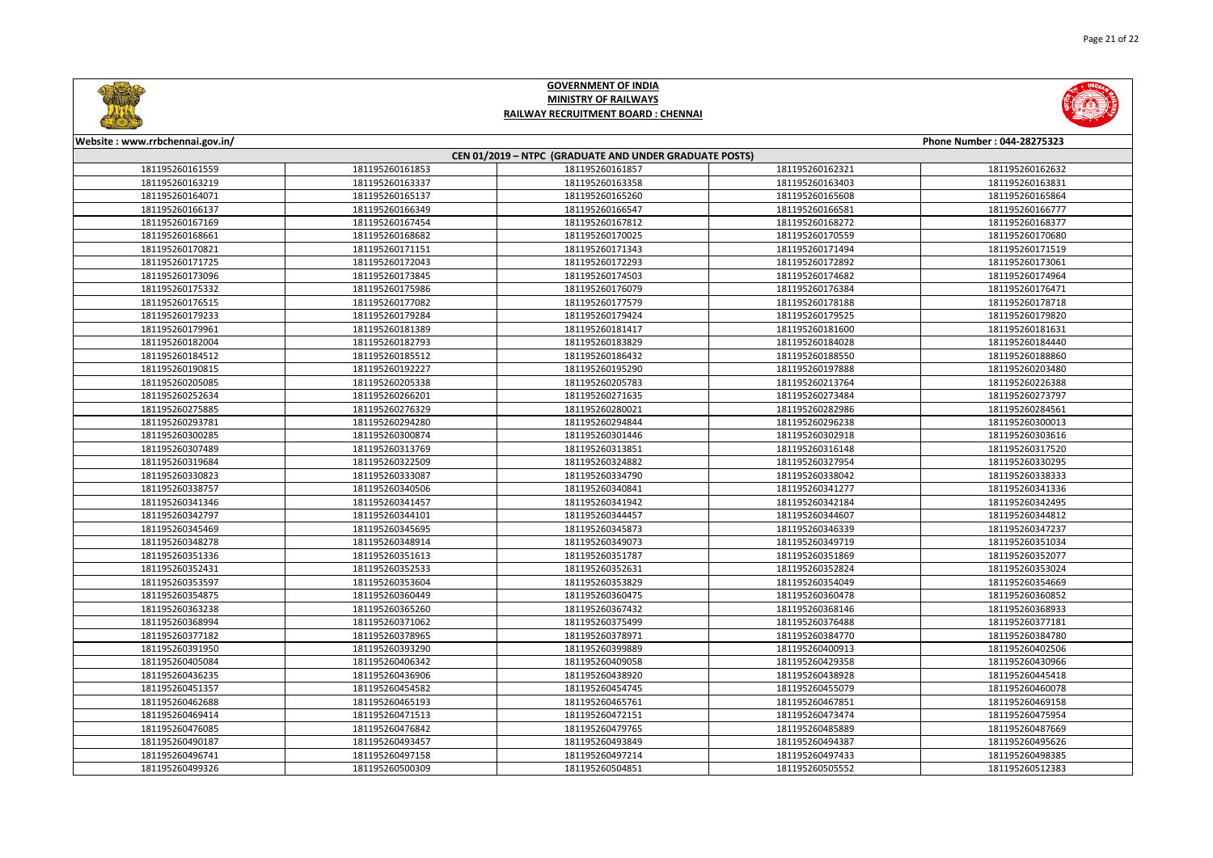# GOVERNMENT OF INDIA
## MINISTRY OF RAILWAYS
## RAILWAY RECRUITMENT BOARD : CHENNAI

Website : www.rrbchennai.gov.in/

Phone Number : 044-28275323

**CEN 01/2019 – NTPC (GRADUATE AND UNDER GRADUATE POSTS)**

| | | | | |
|---|---|---|---|---|
| 181195260161559 | 181195260161853 | 181195260161857 | 181195260162321 | 181195260162632 |
| 181195260163219 | 181195260163337 | 181195260163358 | 181195260163403 | 181195260163831 |
| 181195260164071 | 181195260165137 | 181195260165260 | 181195260165608 | 181195260165864 |
| 181195260166137 | 181195260166349 | 181195260166547 | 181195260166581 | 181195260166777 |
| 181195260167169 | 181195260167454 | 181195260167812 | 181195260168272 | 181195260168377 |
| 181195260168661 | 181195260168682 | 181195260170025 | 181195260170559 | 181195260170680 |
| 181195260170821 | 181195260171151 | 181195260171343 | 181195260171494 | 181195260171519 |
| 181195260171725 | 181195260172043 | 181195260172293 | 181195260172892 | 181195260173061 |
| 181195260173096 | 181195260173845 | 181195260174503 | 181195260174682 | 181195260174964 |
| 181195260175332 | 181195260175986 | 181195260176079 | 181195260176384 | 181195260176471 |
| 181195260176515 | 181195260177082 | 181195260177579 | 181195260178188 | 181195260178718 |
| 181195260179233 | 181195260179284 | 181195260179424 | 181195260179525 | 181195260179820 |
| 181195260179961 | 181195260181389 | 181195260181417 | 181195260181600 | 181195260181631 |
| 181195260182004 | 181195260182793 | 181195260183829 | 181195260184028 | 181195260184440 |
| 181195260184512 | 181195260185512 | 181195260186432 | 181195260188550 | 181195260188860 |
| 181195260190815 | 181195260192227 | 181195260195290 | 181195260197888 | 181195260203480 |
| 181195260205085 | 181195260205338 | 181195260205783 | 181195260213764 | 181195260226388 |
| 181195260252634 | 181195260266201 | 181195260271635 | 181195260273484 | 181195260273797 |
| 181195260275885 | 181195260276329 | 181195260280021 | 181195260282986 | 181195260284561 |
| 181195260293781 | 181195260294280 | 181195260294844 | 181195260296238 | 181195260300013 |
| 181195260300285 | 181195260300874 | 181195260301446 | 181195260302918 | 181195260303616 |
| 181195260307489 | 181195260313769 | 181195260313851 | 181195260316148 | 181195260317520 |
| 181195260319684 | 181195260322509 | 181195260324882 | 181195260327954 | 181195260330295 |
| 181195260330823 | 181195260333087 | 181195260334790 | 181195260338042 | 181195260338333 |
| 181195260338757 | 181195260340506 | 181195260340841 | 181195260341277 | 181195260341336 |
| 181195260341346 | 181195260341457 | 181195260341942 | 181195260342184 | 181195260342495 |
| 181195260342797 | 181195260344101 | 181195260344457 | 181195260344607 | 181195260344812 |
| 181195260345469 | 181195260345695 | 181195260345873 | 181195260346339 | 181195260347237 |
| 181195260348278 | 181195260348914 | 181195260349073 | 181195260349719 | 181195260351034 |
| 181195260351336 | 181195260351613 | 181195260351787 | 181195260351869 | 181195260352077 |
| 181195260352431 | 181195260352533 | 181195260352631 | 181195260352824 | 181195260353024 |
| 181195260353597 | 181195260353604 | 181195260353829 | 181195260354049 | 181195260354669 |
| 181195260354875 | 181195260360449 | 181195260360475 | 181195260360478 | 181195260360852 |
| 181195260363238 | 181195260365260 | 181195260367432 | 181195260368146 | 181195260368933 |
| 181195260368994 | 181195260371062 | 181195260375499 | 181195260376488 | 181195260377181 |
| 181195260377182 | 181195260378965 | 181195260378971 | 181195260384770 | 181195260384780 |
| 181195260391950 | 181195260393290 | 181195260399889 | 181195260400913 | 181195260402506 |
| 181195260405084 | 181195260406342 | 181195260409058 | 181195260429358 | 181195260430966 |
| 181195260436235 | 181195260436906 | 181195260438920 | 181195260438928 | 181195260445418 |
| 181195260451357 | 181195260454582 | 181195260454745 | 181195260455079 | 181195260460078 |
| 181195260462688 | 181195260465193 | 181195260465761 | 181195260467851 | 181195260469158 |
| 181195260469414 | 181195260471513 | 181195260472151 | 181195260473474 | 181195260475954 |
| 181195260476085 | 181195260476842 | 181195260479765 | 181195260485889 | 181195260487669 |
| 181195260490187 | 181195260493457 | 181195260493849 | 181195260494387 | 181195260495626 |
| 181195260496741 | 181195260497158 | 181195260497214 | 181195260497433 | 181195260498385 |
| 181195260499326 | 181195260500309 | 181195260504851 | 181195260505552 | 181195260512383 |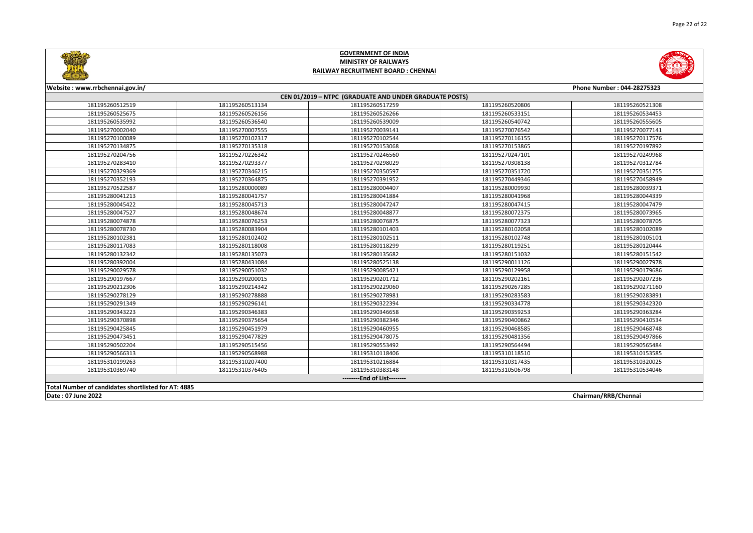## GOVERNMENT OF INDIA
## MINISTRY OF RAILWAYS
## RAILWAY RECRUITMENT BOARD : CHENNAI

**Website : www.rrbchennai.gov.in/** **Phone Number : 044-28275323**

**CEN 01/2019 – NTPC (GRADUATE AND UNDER GRADUATE POSTS)**

| | | | | |
|---|---|---|---|---|
| 181195260512519 | 181195260513134 | 181195260517259 | 181195260520806 | 181195260521308 |
| 181195260525675 | 181195260526156 | 181195260526266 | 181195260533151 | 181195260534453 |
| 181195260535992 | 181195260536540 | 181195260539009 | 181195260540742 | 181195260555605 |
| 181195270002040 | 181195270007555 | 181195270039141 | 181195270076542 | 181195270077141 |
| 181195270100089 | 181195270102317 | 181195270102544 | 181195270116155 | 181195270117576 |
| 181195270134875 | 181195270135318 | 181195270153068 | 181195270153865 | 181195270197892 |
| 181195270204756 | 181195270226342 | 181195270246560 | 181195270247101 | 181195270249968 |
| 181195270283410 | 181195270293377 | 181195270298029 | 181195270308138 | 181195270312784 |
| 181195270329369 | 181195270346215 | 181195270350597 | 181195270351720 | 181195270351755 |
| 181195270352193 | 181195270364875 | 181195270391952 | 181195270449346 | 181195270458949 |
| 181195270522587 | 181195280000089 | 181195280004407 | 181195280009930 | 181195280039371 |
| 181195280041213 | 181195280041757 | 181195280041884 | 181195280041968 | 181195280044339 |
| 181195280045422 | 181195280045713 | 181195280047247 | 181195280047415 | 181195280047479 |
| 181195280047527 | 181195280048674 | 181195280048877 | 181195280072375 | 181195280073965 |
| 181195280074878 | 181195280076253 | 181195280076875 | 181195280077323 | 181195280078705 |
| 181195280078730 | 181195280083904 | 181195280101403 | 181195280102058 | 181195280102089 |
| 181195280102381 | 181195280102402 | 181195280102511 | 181195280102748 | 181195280105101 |
| 181195280117083 | 181195280118008 | 181195280118299 | 181195280119251 | 181195280120444 |
| 181195280132342 | 181195280135073 | 181195280135682 | 181195280151032 | 181195280151542 |
| 181195280392004 | 181195280431084 | 181195280525138 | 181195290011126 | 181195290027978 |
| 181195290029578 | 181195290051032 | 181195290085421 | 181195290129958 | 181195290179686 |
| 181195290197667 | 181195290200015 | 181195290201712 | 181195290202161 | 181195290207236 |
| 181195290212306 | 181195290214342 | 181195290229060 | 181195290267285 | 181195290271160 |
| 181195290278129 | 181195290278888 | 181195290278981 | 181195290283583 | 181195290283891 |
| 181195290291349 | 181195290296141 | 181195290322394 | 181195290334778 | 181195290342320 |
| 181195290343223 | 181195290346383 | 181195290346658 | 181195290359253 | 181195290363284 |
| 181195290370898 | 181195290375654 | 181195290382346 | 181195290400862 | 181195290410534 |
| 181195290425845 | 181195290451979 | 181195290460955 | 181195290468585 | 181195290468748 |
| 181195290473451 | 181195290477829 | 181195290478075 | 181195290481356 | 181195290497866 |
| 181195290502204 | 181195290515456 | 181195290553492 | 181195290564494 | 181195290565484 |
| 181195290566313 | 181195290568988 | 181195310118406 | 181195310118510 | 181195310153585 |
| 181195310199263 | 181195310207400 | 181195310216884 | 181195310317435 | 181195310320025 |
| 181195310369740 | 181195310376405 | 181195310383148 | 181195310506798 | 181195310534046 |

--------End of List--------

**Total Number of candidates shortlisted for AT: 4885**

**Date : 07 June 2022** **Chairman/RRB/Chennai**